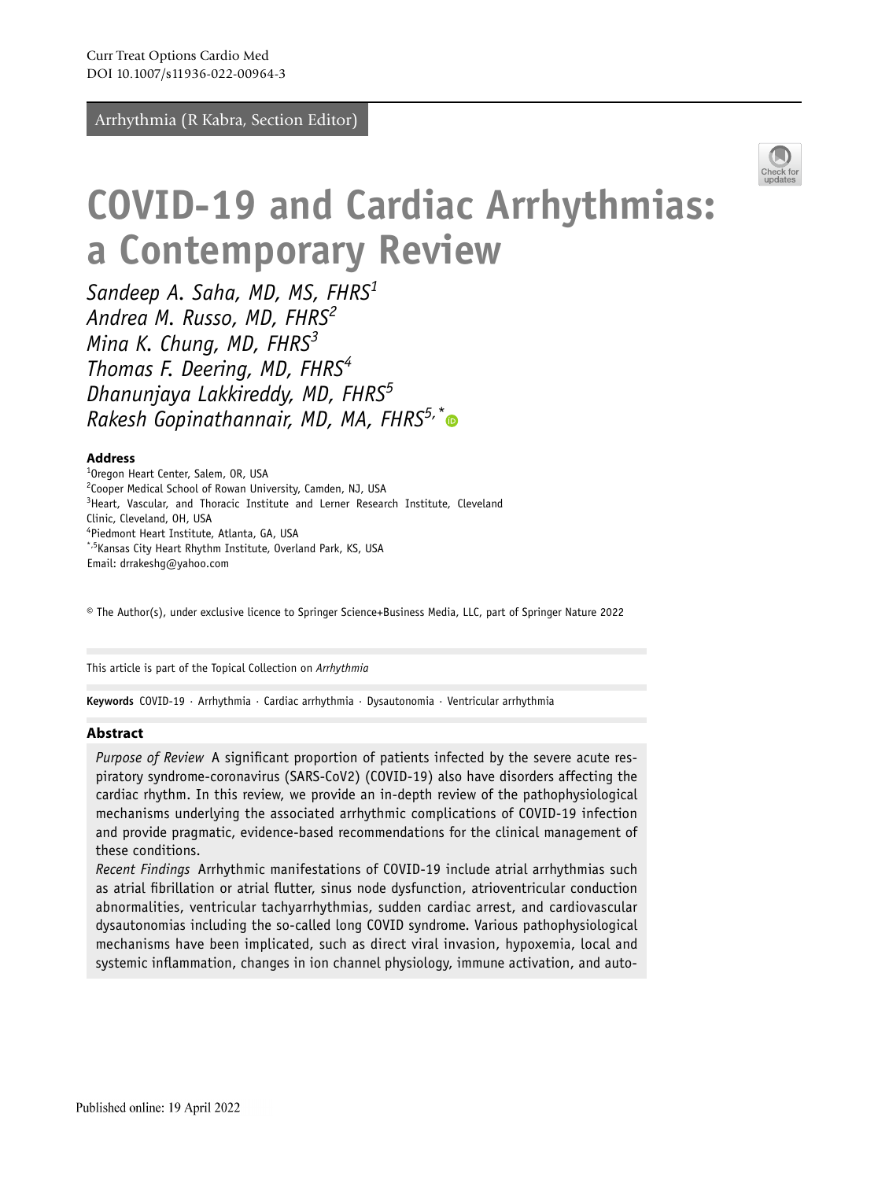Arrhythmia (R Kabra, Section Editor)

# COVID-19 and Cardiac Arrhythmias: a Contemporary Review

*Sandeep A. Saha, MD, MS, FHRS*[1]
*Andrea M. Russo, MD, FHRS*[2]
*Mina K. Chung, MD, FHRS*[3]
*Thomas F. Deering, MD, FHRS*[4]
*Dhanunjaya Lakkireddy, MD, FHRS*[5]
*Rakesh Gopinathannair, MD, MA, FHRS*[5,*]

### Address

[1]Oregon Heart Center, Salem, OR, USA
[2]Cooper Medical School of Rowan University, Camden, NJ, USA
[3]Heart, Vascular, and Thoracic Institute and Lerner Research Institute, Cleveland Clinic, Cleveland, OH, USA
[4]Piedmont Heart Institute, Atlanta, GA, USA
[*,5]Kansas City Heart Rhythm Institute, Overland Park, KS, USA
Email: drrakeshg@yahoo.com

© The Author(s), under exclusive licence to Springer Science+Business Media, LLC, part of Springer Nature 2022

This article is part of the Topical Collection on *Arrhythmia*

**Keywords** COVID-19 · Arrhythmia · Cardiac arrhythmia · Dysautonomia · Ventricular arrhythmia

### Abstract

*Purpose of Review* A significant proportion of patients infected by the severe acute respiratory syndrome-coronavirus (SARS-CoV2) (COVID-19) also have disorders affecting the cardiac rhythm. In this review, we provide an in-depth review of the pathophysiological mechanisms underlying the associated arrhythmic complications of COVID-19 infection and provide pragmatic, evidence-based recommendations for the clinical management of these conditions.

*Recent Findings* Arrhythmic manifestations of COVID-19 include atrial arrhythmias such as atrial fibrillation or atrial flutter, sinus node dysfunction, atrioventricular conduction abnormalities, ventricular tachyarrhythmias, sudden cardiac arrest, and cardiovascular dysautonomias including the so-called long COVID syndrome. Various pathophysiological mechanisms have been implicated, such as direct viral invasion, hypoxemia, local and systemic inflammation, changes in ion channel physiology, immune activation, and auto-

Published online: 19 April 2022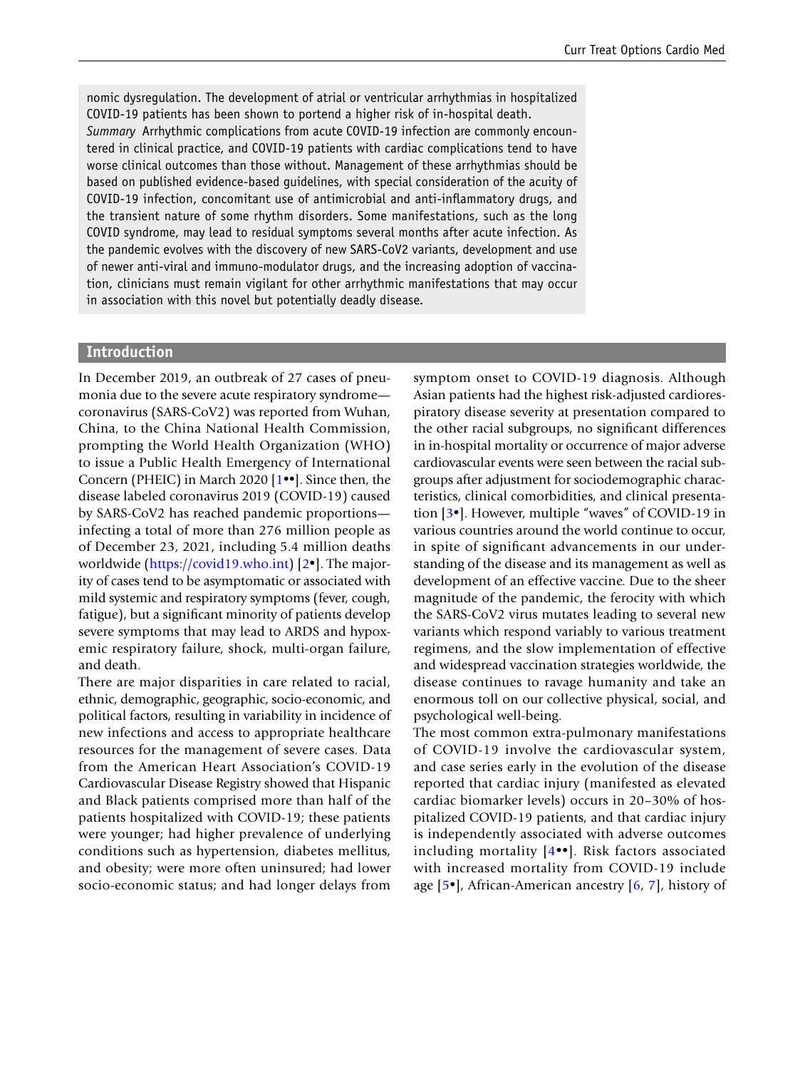nomic dysregulation. The development of atrial or ventricular arrhythmias in hospitalized COVID-19 patients has been shown to portend a higher risk of in-hospital death.

*Summary* Arrhythmic complications from acute COVID-19 infection are commonly encountered in clinical practice, and COVID-19 patients with cardiac complications tend to have worse clinical outcomes than those without. Management of these arrhythmias should be based on published evidence-based guidelines, with special consideration of the acuity of COVID-19 infection, concomitant use of antimicrobial and anti-inflammatory drugs, and the transient nature of some rhythm disorders. Some manifestations, such as the long COVID syndrome, may lead to residual symptoms several months after acute infection. As the pandemic evolves with the discovery of new SARS-CoV2 variants, development and use of newer anti-viral and immuno-modulator drugs, and the increasing adoption of vaccination, clinicians must remain vigilant for other arrhythmic manifestations that may occur in association with this novel but potentially deadly disease.

## Introduction

In December 2019, an outbreak of 27 cases of pneumonia due to the severe acute respiratory syndrome—coronavirus (SARS-CoV2) was reported from Wuhan, China, to the China National Health Commission, prompting the World Health Organization (WHO) to issue a Public Health Emergency of International Concern (PHEIC) in March 2020 [1••]. Since then, the disease labeled coronavirus 2019 (COVID-19) caused by SARS-CoV2 has reached pandemic proportions—infecting a total of more than 276 million people as of December 23, 2021, including 5.4 million deaths worldwide (https://covid19.who.int) [2•]. The majority of cases tend to be asymptomatic or associated with mild systemic and respiratory symptoms (fever, cough, fatigue), but a significant minority of patients develop severe symptoms that may lead to ARDS and hypoxemic respiratory failure, shock, multi-organ failure, and death.

There are major disparities in care related to racial, ethnic, demographic, geographic, socio-economic, and political factors, resulting in variability in incidence of new infections and access to appropriate healthcare resources for the management of severe cases. Data from the American Heart Association's COVID-19 Cardiovascular Disease Registry showed that Hispanic and Black patients comprised more than half of the patients hospitalized with COVID-19; these patients were younger; had higher prevalence of underlying conditions such as hypertension, diabetes mellitus, and obesity; were more often uninsured; had lower socio-economic status; and had longer delays from symptom onset to COVID-19 diagnosis. Although Asian patients had the highest risk-adjusted cardiorespiratory disease severity at presentation compared to the other racial subgroups, no significant differences in in-hospital mortality or occurrence of major adverse cardiovascular events were seen between the racial subgroups after adjustment for sociodemographic characteristics, clinical comorbidities, and clinical presentation [3•]. However, multiple "waves" of COVID-19 in various countries around the world continue to occur, in spite of significant advancements in our understanding of the disease and its management as well as development of an effective vaccine. Due to the sheer magnitude of the pandemic, the ferocity with which the SARS-CoV2 virus mutates leading to several new variants which respond variably to various treatment regimens, and the slow implementation of effective and widespread vaccination strategies worldwide, the disease continues to ravage humanity and take an enormous toll on our collective physical, social, and psychological well-being.

The most common extra-pulmonary manifestations of COVID-19 involve the cardiovascular system, and case series early in the evolution of the disease reported that cardiac injury (manifested as elevated cardiac biomarker levels) occurs in 20–30% of hospitalized COVID-19 patients, and that cardiac injury is independently associated with adverse outcomes including mortality [4••]. Risk factors associated with increased mortality from COVID-19 include age [5•], African-American ancestry [6, 7], history of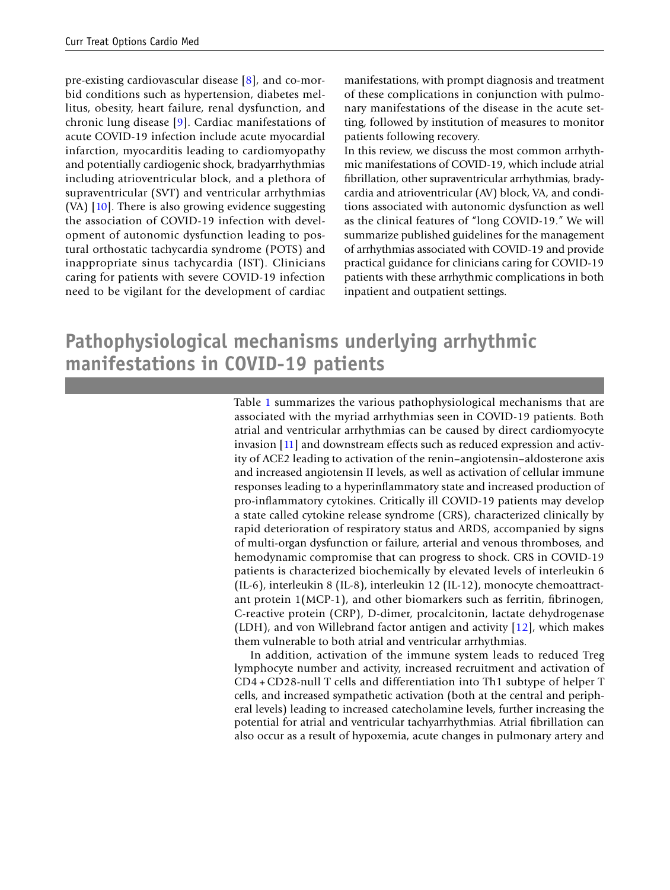pre-existing cardiovascular disease [8], and co-morbid conditions such as hypertension, diabetes mellitus, obesity, heart failure, renal dysfunction, and chronic lung disease [9]. Cardiac manifestations of acute COVID-19 infection include acute myocardial infarction, myocarditis leading to cardiomyopathy and potentially cardiogenic shock, bradyarrhythmias including atrioventricular block, and a plethora of supraventricular (SVT) and ventricular arrhythmias (VA) [10]. There is also growing evidence suggesting the association of COVID-19 infection with development of autonomic dysfunction leading to postural orthostatic tachycardia syndrome (POTS) and inappropriate sinus tachycardia (IST). Clinicians caring for patients with severe COVID-19 infection need to be vigilant for the development of cardiac manifestations, with prompt diagnosis and treatment of these complications in conjunction with pulmonary manifestations of the disease in the acute setting, followed by institution of measures to monitor patients following recovery.

In this review, we discuss the most common arrhythmic manifestations of COVID-19, which include atrial fibrillation, other supraventricular arrhythmias, bradycardia and atrioventricular (AV) block, VA, and conditions associated with autonomic dysfunction as well as the clinical features of "long COVID-19." We will summarize published guidelines for the management of arrhythmias associated with COVID-19 and provide practical guidance for clinicians caring for COVID-19 patients with these arrhythmic complications in both inpatient and outpatient settings.

## Pathophysiological mechanisms underlying arrhythmic manifestations in COVID-19 patients

Table 1 summarizes the various pathophysiological mechanisms that are associated with the myriad arrhythmias seen in COVID-19 patients. Both atrial and ventricular arrhythmias can be caused by direct cardiomyocyte invasion [11] and downstream effects such as reduced expression and activity of ACE2 leading to activation of the renin–angiotensin–aldosterone axis and increased angiotensin II levels, as well as activation of cellular immune responses leading to a hyperinflammatory state and increased production of pro-inflammatory cytokines. Critically ill COVID-19 patients may develop a state called cytokine release syndrome (CRS), characterized clinically by rapid deterioration of respiratory status and ARDS, accompanied by signs of multi-organ dysfunction or failure, arterial and venous thromboses, and hemodynamic compromise that can progress to shock. CRS in COVID-19 patients is characterized biochemically by elevated levels of interleukin 6 (IL-6), interleukin 8 (IL-8), interleukin 12 (IL-12), monocyte chemoattractant protein 1(MCP-1), and other biomarkers such as ferritin, fibrinogen, C-reactive protein (CRP), D-dimer, procalcitonin, lactate dehydrogenase (LDH), and von Willebrand factor antigen and activity [12], which makes them vulnerable to both atrial and ventricular arrhythmias.

In addition, activation of the immune system leads to reduced Treg lymphocyte number and activity, increased recruitment and activation of CD4 + CD28-null T cells and differentiation into Th1 subtype of helper T cells, and increased sympathetic activation (both at the central and peripheral levels) leading to increased catecholamine levels, further increasing the potential for atrial and ventricular tachyarrhythmias. Atrial fibrillation can also occur as a result of hypoxemia, acute changes in pulmonary artery and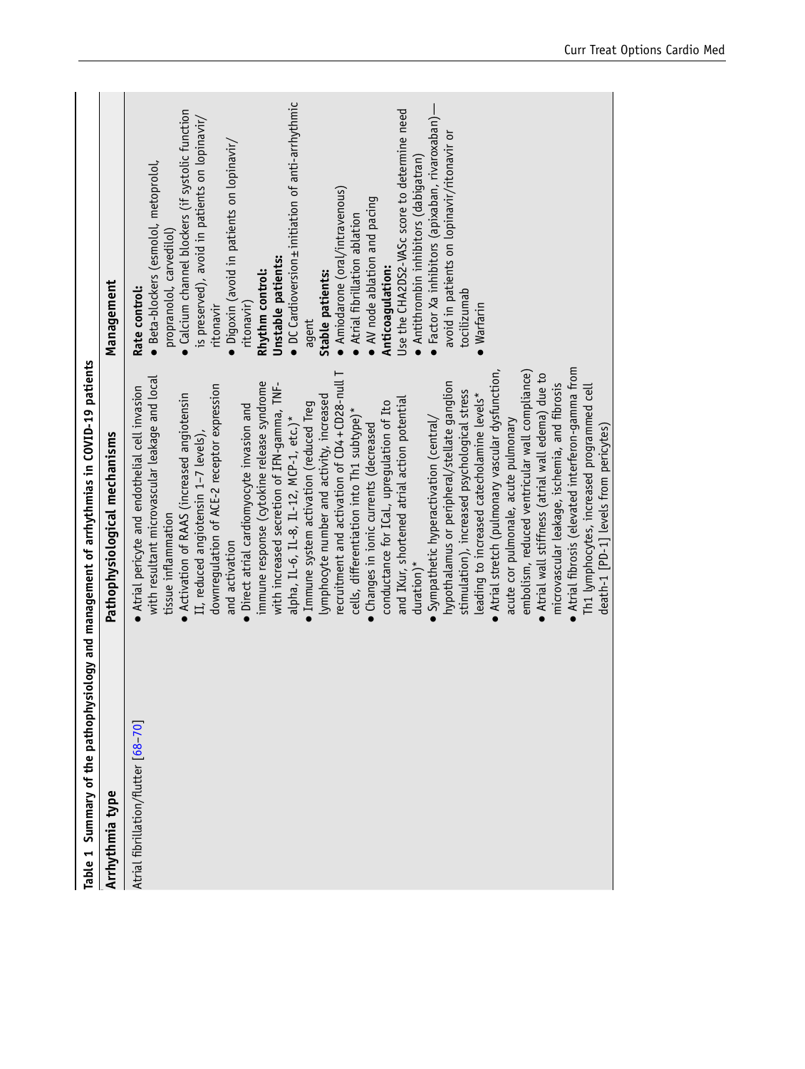**Table 1 Summary of the pathophysiology and management of arrhythmias in COVID-19 patients**

| Arrhythmia type | Pathophysiological mechanisms | Management |
|---|---|---|
| Atrial fibrillation/flutter [68–70] | • Atrial pericyte and endothelial cell invasion with resultant microvascular leakage and local tissue inflammation<br>• Activation of RAAS (increased angiotensin II, reduced angiotensin 1–7 levels), downregulation of ACE-2 receptor expression and activation<br>• Direct atrial cardiomyocyte invasion and immune response (cytokine release syndrome with increased secretion of IFN-gamma, TNF-alpha, IL-6, IL-8, IL-12, MCP-1, etc.)*<br>• Immune system activation (reduced Treg lymphocyte number and activity, increased recruitment and activation of CD4+CD28-null T cells, differentiation into Th1 subtype)*<br>• Changes in ionic currents (decreased conductance for ICaL, upregulation of Ito and IKur, shortened atrial action potential duration)*<br>• Sympathetic hyperactivation (central/hypothalamus or peripheral/stellate ganglion stimulation), increased psychological stress leading to increased catecholamine levels*<br>• Atrial stretch (pulmonary vascular dysfunction, acute cor pulmonale, acute pulmonary embolism, reduced ventricular wall compliance)<br>• Atrial wall stiffness (atrial wall edema) due to microvascular leakage, ischemia, and fibrosis<br>• Atrial fibrosis (elevated interferon-gamma from Th1 lymphocytes, increased programmed cell death-1 [PD-1] levels from pericytes) | **Rate control:**<br>• Beta-blockers (esmolol, metoprolol, propranolol, carvedilol)<br>• Calcium channel blockers (if systolic function is preserved), avoid in patients on lopinavir/ritonavir<br>• Digoxin (avoid in patients on lopinavir/ritonavir)<br>**Rhythm control:**<br>**Unstable patients:**<br>• DC Cardioversion ± initiation of anti-arrhythmic agent<br>**Stable patients:**<br>• Amiodarone (oral/intravenous)<br>• Atrial fibrillation ablation<br>• AV node ablation and pacing<br>**Anticoagulation:**<br>Use the CHA2DS2-VASc score to determine need<br>• Antithrombin inhibitors (dabigatran)<br>• Factor Xa inhibitors (apixaban, rivaroxaban)—avoid in patients on lopinavir/ritonavir or tocilizumab<br>• Warfarin |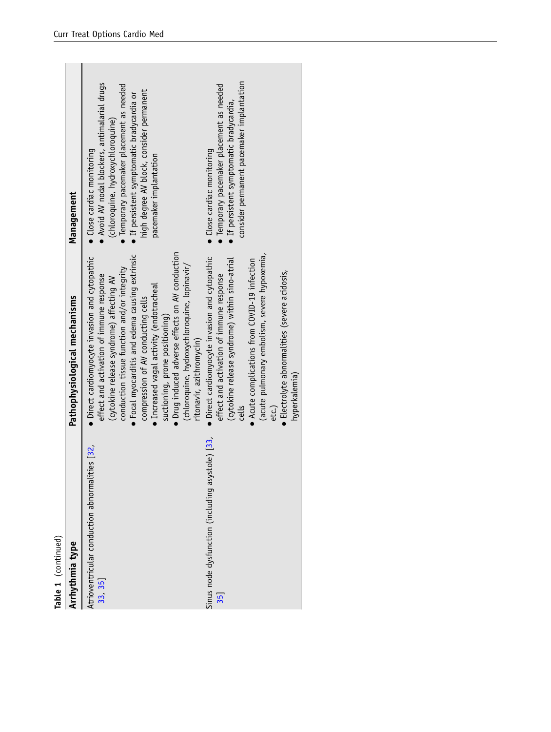**Table 1** (continued)

| Arrhythmia type | Pathophysiological mechanisms | Management |
|---|---|---|
| Atrioventricular conduction abnormalities [32, 33, 35] | • Direct cardiomyocyte invasion and cytopathic effect and activation of immune response (cytokine release syndrome) affecting AV conduction tissue function and/or integrity<br>• Focal myocarditis and edema causing extrinsic compression of AV conducting cells<br>• Increased vagal activity (endotracheal suctioning, prone positioning)<br>• Drug induced adverse effects on AV conduction (chloroquine, hydroxychloroquine, lopinavir/ritonavir, azithromycin) | • Close cardiac monitoring<br>• Avoid AV nodal blockers, antimalarial drugs (chloroquine, hydroxychloroquine)<br>• Temporary pacemaker placement as needed<br>• If persistent symptomatic bradycardia or high degree AV block, consider permanent pacemaker implantation |
| Sinus node dysfunction (including asystole) [33, 35] | • Direct cardiomyocyte invasion and cytopathic effect and activation of immune response (cytokine release syndrome) within sino-atrial cells<br>• Acute complications from COVID-19 infection (acute pulmonary embolism, severe hypoxemia, etc.)<br>• Electrolyte abnormalities (severe acidosis, hyperkalemia) | • Close cardiac monitoring<br>• Temporary pacemaker placement as needed<br>• If persistent symptomatic bradycardia, consider permanent pacemaker implantation |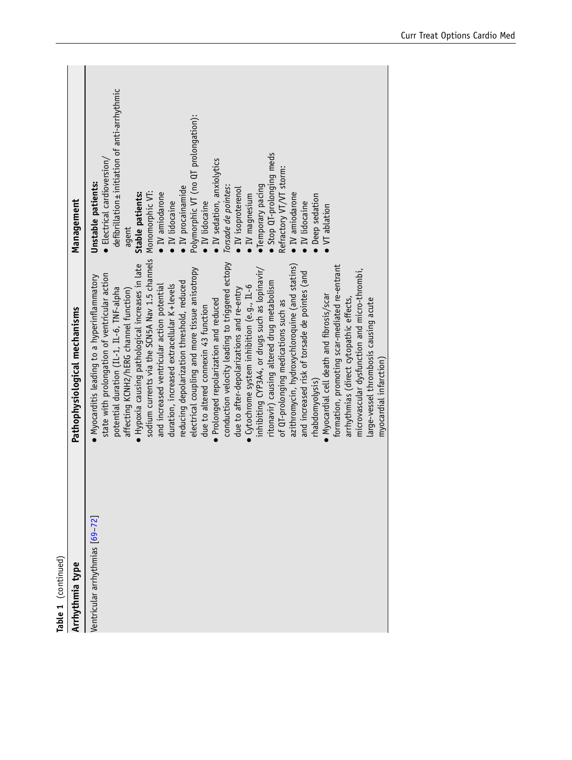**Table 1** (continued)

| Arrhythmia type | Pathophysiological mechanisms | Management |
|---|---|---|
| Ventricular arrhythmias [69–72] | • Myocarditis leading to a hyperinflammatory state with prolongation of ventricular action potential duration (IL-1, IL-6, TNF-alpha affecting KCNH2/hERG channel function)<br>• Hypoxia causing pathological increases in late sodium currents via the SCN5A Nav 1.5 channels and increased ventricular action potential duration, increased extracellular K+ levels reducing depolarization threshold, reduced electrical coupling and more tissue anisotropy due to altered connexin 43 function<br>• Prolonged repolarization and reduced conduction velocity leading to triggered ectopy due to after-depolarizations and re-entry<br>• Cytochrome system inhibition (e.g., IL-6 inhibiting CYP3A4, or drugs such as lopinavir/ritonavir) causing altered drug metabolism of QT-prolonging medications such as azithromycin, hydroxychloroquine (and statins) and increased risk of torsade de pointes (and rhabdomyolysis)<br>• Myocardial cell death and fibrosis/scar formation, promoting scar-mediated re-entrant arrhythmias (direct cytopathic effects, microvascular dysfunction and micro-thrombi, large-vessel thrombosis causing acute myocardial infarction) | **Unstable patients:**<br>• Electrical cardioversion/ defibrillation ± initiation of anti-arrhythmic agent<br>**Stable patients:**<br>Monomorphic VT:<br>• IV amiodarone<br>• IV lidocaine<br>• IV procainamide<br>Polymorphic VT (no QT prolongation):<br>• IV lidocaine<br>• IV sedation, anxiolytics<br>*Torsade de pointes*:<br>• IV isoproterenol<br>• IV magnesium<br>• Temporary pacing<br>• Stop QT-prolonging meds<br>Refractory VT/VT storm:<br>• IV amiodarone<br>• IV lidocaine<br>• Deep sedation<br>• VT ablation |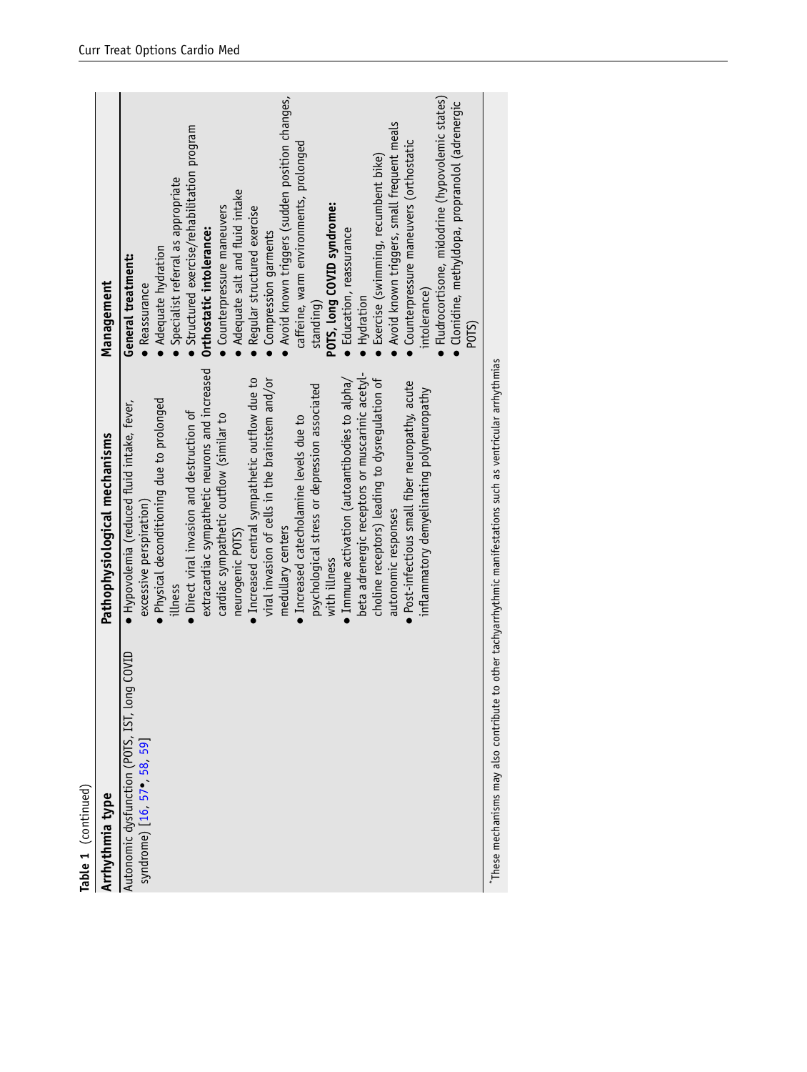**Table 1** (continued)

| Arrhythmia type | Pathophysiological mechanisms | Management |
|---|---|---|
| Autonomic dysfunction (POTS, IST, long COVID syndrome) [16, 57•, 58, 59] | • Hypovolemia (reduced fluid intake, fever, excessive perspiration)<br>• Physical deconditioning due to prolonged illness<br>• Direct viral invasion and destruction of extracardiac sympathetic neurons and increased cardiac sympathetic outflow (similar to neurogenic POTS)<br>• Increased central sympathetic outflow due to viral invasion of cells in the brainstem and/or medullary centers<br>• Increased catecholamine levels due to psychological stress or depression associated with illness<br>• Immune activation (autoantibodies to alpha/beta adrenergic receptors or muscarinic acetylcholine receptors) leading to dysregulation of autonomic responses<br>• Post-infectious small fiber neuropathy, acute inflammatory demyelinating polyneuropathy | **General treatment:**<br>• Reassurance<br>• Adequate hydration<br>• Specialist referral as appropriate<br>• Structured exercise/rehabilitation program<br>**Orthostatic intolerance:**<br>• Counterpressure maneuvers<br>• Adequate salt and fluid intake<br>• Regular structured exercise<br>• Compression garments<br>• Avoid known triggers (sudden position changes, caffeine, warm environments, prolonged standing)<br>**POTS, long COVID syndrome:**<br>• Education, reassurance<br>• Hydration<br>• Exercise (swimming, recumbent bike)<br>• Avoid known triggers, small frequent meals<br>• Counterpressure maneuvers (orthostatic intolerance)<br>• Fludrocortisone, midodrine (hypovolemic states)<br>• Clonidine, methyldopa, propranolol (adrenergic POTS) |

*These mechanisms may also contribute to other tachyarrhythmic manifestations such as ventricular arrhythmias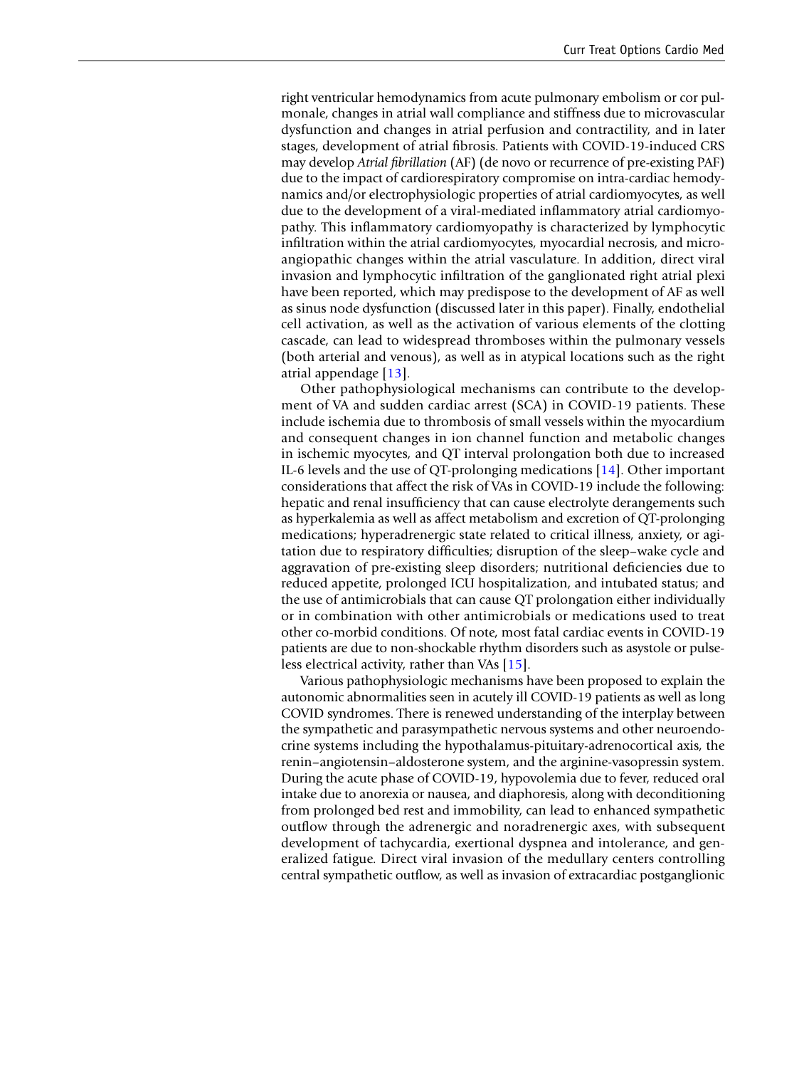right ventricular hemodynamics from acute pulmonary embolism or cor pulmonale, changes in atrial wall compliance and stiffness due to microvascular dysfunction and changes in atrial perfusion and contractility, and in later stages, development of atrial fibrosis. Patients with COVID-19-induced CRS may develop *Atrial fibrillation* (AF) (de novo or recurrence of pre-existing PAF) due to the impact of cardiorespiratory compromise on intra-cardiac hemodynamics and/or electrophysiologic properties of atrial cardiomyocytes, as well due to the development of a viral-mediated inflammatory atrial cardiomyopathy. This inflammatory cardiomyopathy is characterized by lymphocytic infiltration within the atrial cardiomyocytes, myocardial necrosis, and microangiopathic changes within the atrial vasculature. In addition, direct viral invasion and lymphocytic infiltration of the ganglionated right atrial plexi have been reported, which may predispose to the development of AF as well as sinus node dysfunction (discussed later in this paper). Finally, endothelial cell activation, as well as the activation of various elements of the clotting cascade, can lead to widespread thromboses within the pulmonary vessels (both arterial and venous), as well as in atypical locations such as the right atrial appendage [13].

Other pathophysiological mechanisms can contribute to the development of VA and sudden cardiac arrest (SCA) in COVID-19 patients. These include ischemia due to thrombosis of small vessels within the myocardium and consequent changes in ion channel function and metabolic changes in ischemic myocytes, and QT interval prolongation both due to increased IL-6 levels and the use of QT-prolonging medications [14]. Other important considerations that affect the risk of VAs in COVID-19 include the following: hepatic and renal insufficiency that can cause electrolyte derangements such as hyperkalemia as well as affect metabolism and excretion of QT-prolonging medications; hyperadrenergic state related to critical illness, anxiety, or agitation due to respiratory difficulties; disruption of the sleep–wake cycle and aggravation of pre-existing sleep disorders; nutritional deficiencies due to reduced appetite, prolonged ICU hospitalization, and intubated status; and the use of antimicrobials that can cause QT prolongation either individually or in combination with other antimicrobials or medications used to treat other co-morbid conditions. Of note, most fatal cardiac events in COVID-19 patients are due to non-shockable rhythm disorders such as asystole or pulseless electrical activity, rather than VAs [15].

Various pathophysiologic mechanisms have been proposed to explain the autonomic abnormalities seen in acutely ill COVID-19 patients as well as long COVID syndromes. There is renewed understanding of the interplay between the sympathetic and parasympathetic nervous systems and other neuroendocrine systems including the hypothalamus-pituitary-adrenocortical axis, the renin–angiotensin–aldosterone system, and the arginine-vasopressin system. During the acute phase of COVID-19, hypovolemia due to fever, reduced oral intake due to anorexia or nausea, and diaphoresis, along with deconditioning from prolonged bed rest and immobility, can lead to enhanced sympathetic outflow through the adrenergic and noradrenergic axes, with subsequent development of tachycardia, exertional dyspnea and intolerance, and generalized fatigue. Direct viral invasion of the medullary centers controlling central sympathetic outflow, as well as invasion of extracardiac postganglionic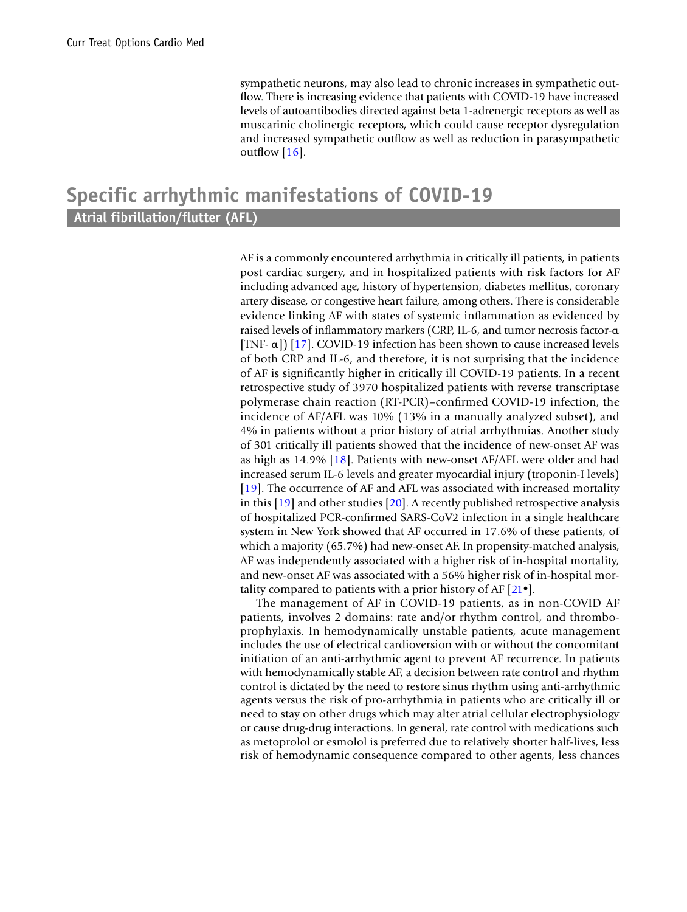sympathetic neurons, may also lead to chronic increases in sympathetic outflow. There is increasing evidence that patients with COVID-19 have increased levels of autoantibodies directed against beta 1-adrenergic receptors as well as muscarinic cholinergic receptors, which could cause receptor dysregulation and increased sympathetic outflow as well as reduction in parasympathetic outflow [16].

# Specific arrhythmic manifestations of COVID-19

## Atrial fibrillation/flutter (AFL)

AF is a commonly encountered arrhythmia in critically ill patients, in patients post cardiac surgery, and in hospitalized patients with risk factors for AF including advanced age, history of hypertension, diabetes mellitus, coronary artery disease, or congestive heart failure, among others. There is considerable evidence linking AF with states of systemic inflammation as evidenced by raised levels of inflammatory markers (CRP, IL-6, and tumor necrosis factor-α [TNF- α]) [17]. COVID-19 infection has been shown to cause increased levels of both CRP and IL-6, and therefore, it is not surprising that the incidence of AF is significantly higher in critically ill COVID-19 patients. In a recent retrospective study of 3970 hospitalized patients with reverse transcriptase polymerase chain reaction (RT-PCR)–confirmed COVID-19 infection, the incidence of AF/AFL was 10% (13% in a manually analyzed subset), and 4% in patients without a prior history of atrial arrhythmias. Another study of 301 critically ill patients showed that the incidence of new-onset AF was as high as 14.9% [18]. Patients with new-onset AF/AFL were older and had increased serum IL-6 levels and greater myocardial injury (troponin-I levels) [19]. The occurrence of AF and AFL was associated with increased mortality in this [19] and other studies [20]. A recently published retrospective analysis of hospitalized PCR-confirmed SARS-CoV2 infection in a single healthcare system in New York showed that AF occurred in 17.6% of these patients, of which a majority (65.7%) had new-onset AF. In propensity-matched analysis, AF was independently associated with a higher risk of in-hospital mortality, and new-onset AF was associated with a 56% higher risk of in-hospital mortality compared to patients with a prior history of AF [21•].

The management of AF in COVID-19 patients, as in non-COVID AF patients, involves 2 domains: rate and/or rhythm control, and thromboprophylaxis. In hemodynamically unstable patients, acute management includes the use of electrical cardioversion with or without the concomitant initiation of an anti-arrhythmic agent to prevent AF recurrence. In patients with hemodynamically stable AF, a decision between rate control and rhythm control is dictated by the need to restore sinus rhythm using anti-arrhythmic agents versus the risk of pro-arrhythmia in patients who are critically ill or need to stay on other drugs which may alter atrial cellular electrophysiology or cause drug-drug interactions. In general, rate control with medications such as metoprolol or esmolol is preferred due to relatively shorter half-lives, less risk of hemodynamic consequence compared to other agents, less chances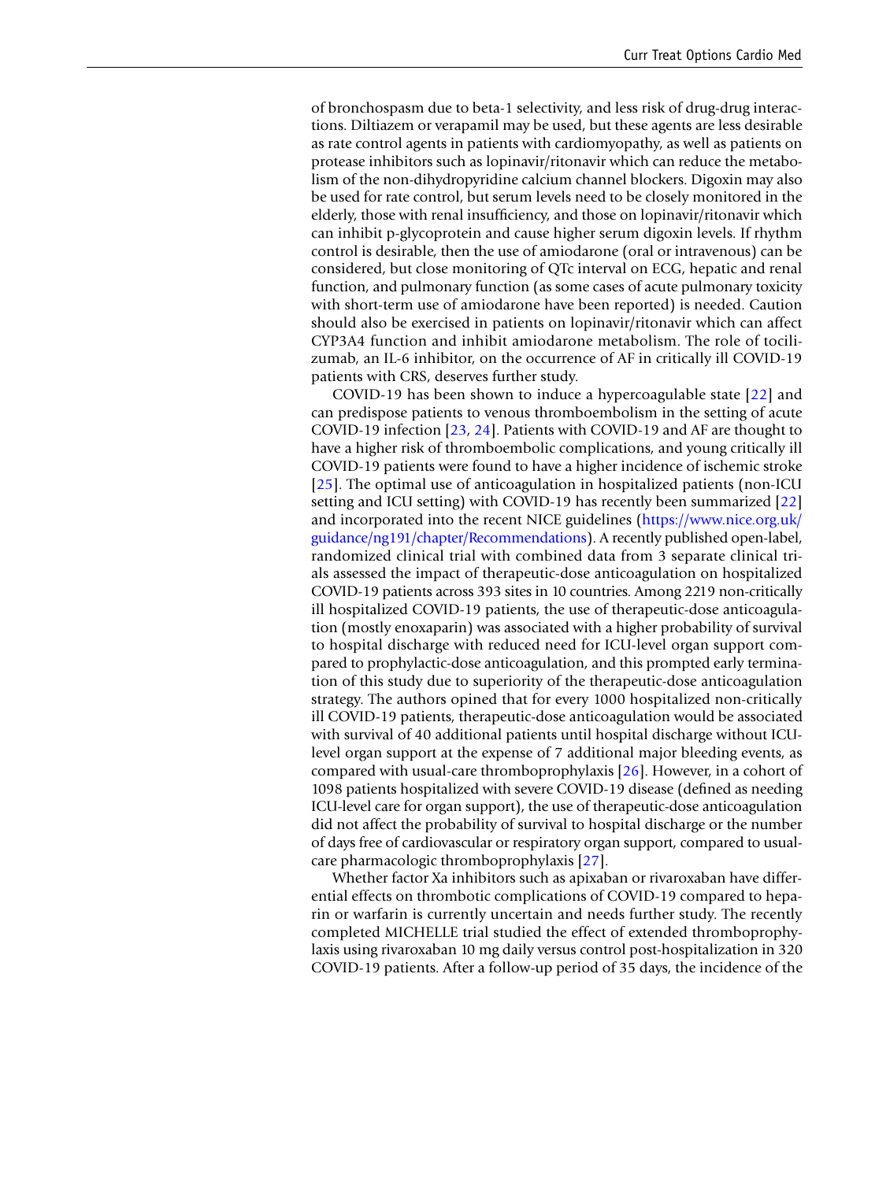of bronchospasm due to beta-1 selectivity, and less risk of drug-drug interactions. Diltiazem or verapamil may be used, but these agents are less desirable as rate control agents in patients with cardiomyopathy, as well as patients on protease inhibitors such as lopinavir/ritonavir which can reduce the metabolism of the non-dihydropyridine calcium channel blockers. Digoxin may also be used for rate control, but serum levels need to be closely monitored in the elderly, those with renal insufficiency, and those on lopinavir/ritonavir which can inhibit p-glycoprotein and cause higher serum digoxin levels. If rhythm control is desirable, then the use of amiodarone (oral or intravenous) can be considered, but close monitoring of QTc interval on ECG, hepatic and renal function, and pulmonary function (as some cases of acute pulmonary toxicity with short-term use of amiodarone have been reported) is needed. Caution should also be exercised in patients on lopinavir/ritonavir which can affect CYP3A4 function and inhibit amiodarone metabolism. The role of tocilizumab, an IL-6 inhibitor, on the occurrence of AF in critically ill COVID-19 patients with CRS, deserves further study.

COVID-19 has been shown to induce a hypercoagulable state [22] and can predispose patients to venous thromboembolism in the setting of acute COVID-19 infection [23, 24]. Patients with COVID-19 and AF are thought to have a higher risk of thromboembolic complications, and young critically ill COVID-19 patients were found to have a higher incidence of ischemic stroke [25]. The optimal use of anticoagulation in hospitalized patients (non-ICU setting and ICU setting) with COVID-19 has recently been summarized [22] and incorporated into the recent NICE guidelines (https://www.nice.org.uk/guidance/ng191/chapter/Recommendations). A recently published open-label, randomized clinical trial with combined data from 3 separate clinical trials assessed the impact of therapeutic-dose anticoagulation on hospitalized COVID-19 patients across 393 sites in 10 countries. Among 2219 non-critically ill hospitalized COVID-19 patients, the use of therapeutic-dose anticoagulation (mostly enoxaparin) was associated with a higher probability of survival to hospital discharge with reduced need for ICU-level organ support compared to prophylactic-dose anticoagulation, and this prompted early termination of this study due to superiority of the therapeutic-dose anticoagulation strategy. The authors opined that for every 1000 hospitalized non-critically ill COVID-19 patients, therapeutic-dose anticoagulation would be associated with survival of 40 additional patients until hospital discharge without ICU-level organ support at the expense of 7 additional major bleeding events, as compared with usual-care thromboprophylaxis [26]. However, in a cohort of 1098 patients hospitalized with severe COVID-19 disease (defined as needing ICU-level care for organ support), the use of therapeutic-dose anticoagulation did not affect the probability of survival to hospital discharge or the number of days free of cardiovascular or respiratory organ support, compared to usual-care pharmacologic thromboprophylaxis [27].

Whether factor Xa inhibitors such as apixaban or rivaroxaban have differential effects on thrombotic complications of COVID-19 compared to heparin or warfarin is currently uncertain and needs further study. The recently completed MICHELLE trial studied the effect of extended thromboprophylaxis using rivaroxaban 10 mg daily versus control post-hospitalization in 320 COVID-19 patients. After a follow-up period of 35 days, the incidence of the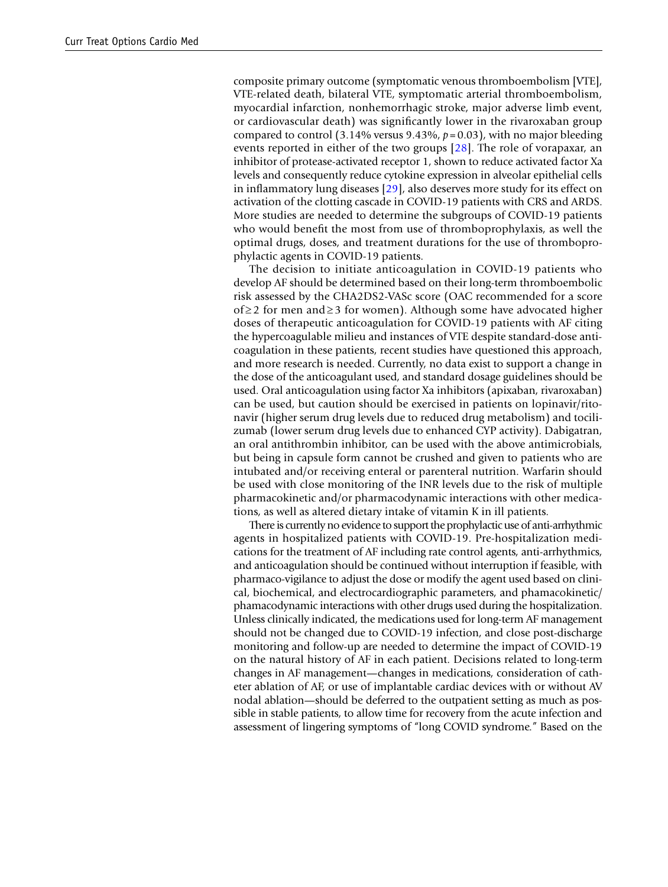composite primary outcome (symptomatic venous thromboembolism [VTE], VTE-related death, bilateral VTE, symptomatic arterial thromboembolism, myocardial infarction, nonhemorrhagic stroke, major adverse limb event, or cardiovascular death) was significantly lower in the rivaroxaban group compared to control (3.14% versus 9.43%, $p = 0.03$), with no major bleeding events reported in either of the two groups [28]. The role of vorapaxar, an inhibitor of protease-activated receptor 1, shown to reduce activated factor Xa levels and consequently reduce cytokine expression in alveolar epithelial cells in inflammatory lung diseases [29], also deserves more study for its effect on activation of the clotting cascade in COVID-19 patients with CRS and ARDS. More studies are needed to determine the subgroups of COVID-19 patients who would benefit the most from use of thromboprophylaxis, as well the optimal drugs, doses, and treatment durations for the use of thromboprophylactic agents in COVID-19 patients.

The decision to initiate anticoagulation in COVID-19 patients who develop AF should be determined based on their long-term thromboembolic risk assessed by the CHA2DS2-VASc score (OAC recommended for a score of $\geq 2$ for men and $\geq 3$ for women). Although some have advocated higher doses of therapeutic anticoagulation for COVID-19 patients with AF citing the hypercoagulable milieu and instances of VTE despite standard-dose anticoagulation in these patients, recent studies have questioned this approach, and more research is needed. Currently, no data exist to support a change in the dose of the anticoagulant used, and standard dosage guidelines should be used. Oral anticoagulation using factor Xa inhibitors (apixaban, rivaroxaban) can be used, but caution should be exercised in patients on lopinavir/ritonavir (higher serum drug levels due to reduced drug metabolism) and tocilizumab (lower serum drug levels due to enhanced CYP activity). Dabigatran, an oral antithrombin inhibitor, can be used with the above antimicrobials, but being in capsule form cannot be crushed and given to patients who are intubated and/or receiving enteral or parenteral nutrition. Warfarin should be used with close monitoring of the INR levels due to the risk of multiple pharmacokinetic and/or pharmacodynamic interactions with other medications, as well as altered dietary intake of vitamin K in ill patients.

There is currently no evidence to support the prophylactic use of anti-arrhythmic agents in hospitalized patients with COVID-19. Pre-hospitalization medications for the treatment of AF including rate control agents, anti-arrhythmics, and anticoagulation should be continued without interruption if feasible, with pharmaco-vigilance to adjust the dose or modify the agent used based on clinical, biochemical, and electrocardiographic parameters, and phamacokinetic/phamacodynamic interactions with other drugs used during the hospitalization. Unless clinically indicated, the medications used for long-term AF management should not be changed due to COVID-19 infection, and close post-discharge monitoring and follow-up are needed to determine the impact of COVID-19 on the natural history of AF in each patient. Decisions related to long-term changes in AF management—changes in medications, consideration of catheter ablation of AF, or use of implantable cardiac devices with or without AV nodal ablation—should be deferred to the outpatient setting as much as possible in stable patients, to allow time for recovery from the acute infection and assessment of lingering symptoms of "long COVID syndrome." Based on the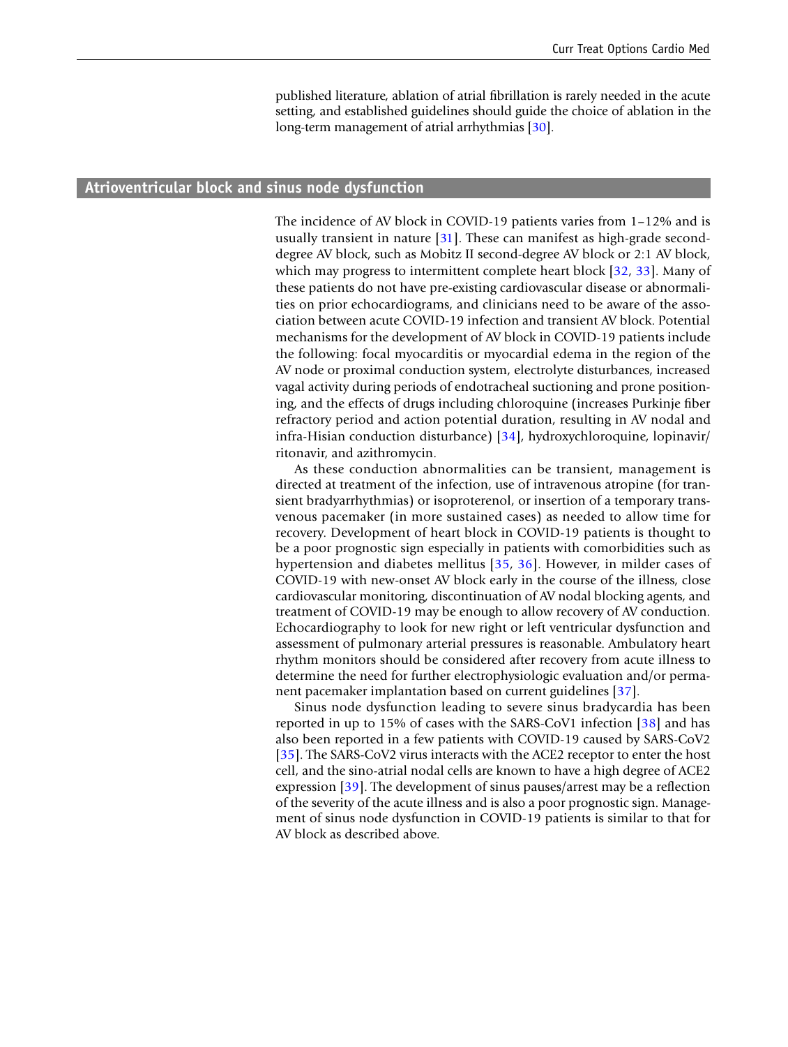published literature, ablation of atrial fibrillation is rarely needed in the acute setting, and established guidelines should guide the choice of ablation in the long-term management of atrial arrhythmias [30].

## Atrioventricular block and sinus node dysfunction

The incidence of AV block in COVID-19 patients varies from 1–12% and is usually transient in nature [31]. These can manifest as high-grade second-degree AV block, such as Mobitz II second-degree AV block or 2:1 AV block, which may progress to intermittent complete heart block [32, 33]. Many of these patients do not have pre-existing cardiovascular disease or abnormalities on prior echocardiograms, and clinicians need to be aware of the association between acute COVID-19 infection and transient AV block. Potential mechanisms for the development of AV block in COVID-19 patients include the following: focal myocarditis or myocardial edema in the region of the AV node or proximal conduction system, electrolyte disturbances, increased vagal activity during periods of endotracheal suctioning and prone positioning, and the effects of drugs including chloroquine (increases Purkinje fiber refractory period and action potential duration, resulting in AV nodal and infra-Hisian conduction disturbance) [34], hydroxychloroquine, lopinavir/ritonavir, and azithromycin.

As these conduction abnormalities can be transient, management is directed at treatment of the infection, use of intravenous atropine (for transient bradyarrhythmias) or isoproterenol, or insertion of a temporary transvenous pacemaker (in more sustained cases) as needed to allow time for recovery. Development of heart block in COVID-19 patients is thought to be a poor prognostic sign especially in patients with comorbidities such as hypertension and diabetes mellitus [35, 36]. However, in milder cases of COVID-19 with new-onset AV block early in the course of the illness, close cardiovascular monitoring, discontinuation of AV nodal blocking agents, and treatment of COVID-19 may be enough to allow recovery of AV conduction. Echocardiography to look for new right or left ventricular dysfunction and assessment of pulmonary arterial pressures is reasonable. Ambulatory heart rhythm monitors should be considered after recovery from acute illness to determine the need for further electrophysiologic evaluation and/or permanent pacemaker implantation based on current guidelines [37].

Sinus node dysfunction leading to severe sinus bradycardia has been reported in up to 15% of cases with the SARS-CoV1 infection [38] and has also been reported in a few patients with COVID-19 caused by SARS-CoV2 [35]. The SARS-CoV2 virus interacts with the ACE2 receptor to enter the host cell, and the sino-atrial nodal cells are known to have a high degree of ACE2 expression [39]. The development of sinus pauses/arrest may be a reflection of the severity of the acute illness and is also a poor prognostic sign. Management of sinus node dysfunction in COVID-19 patients is similar to that for AV block as described above.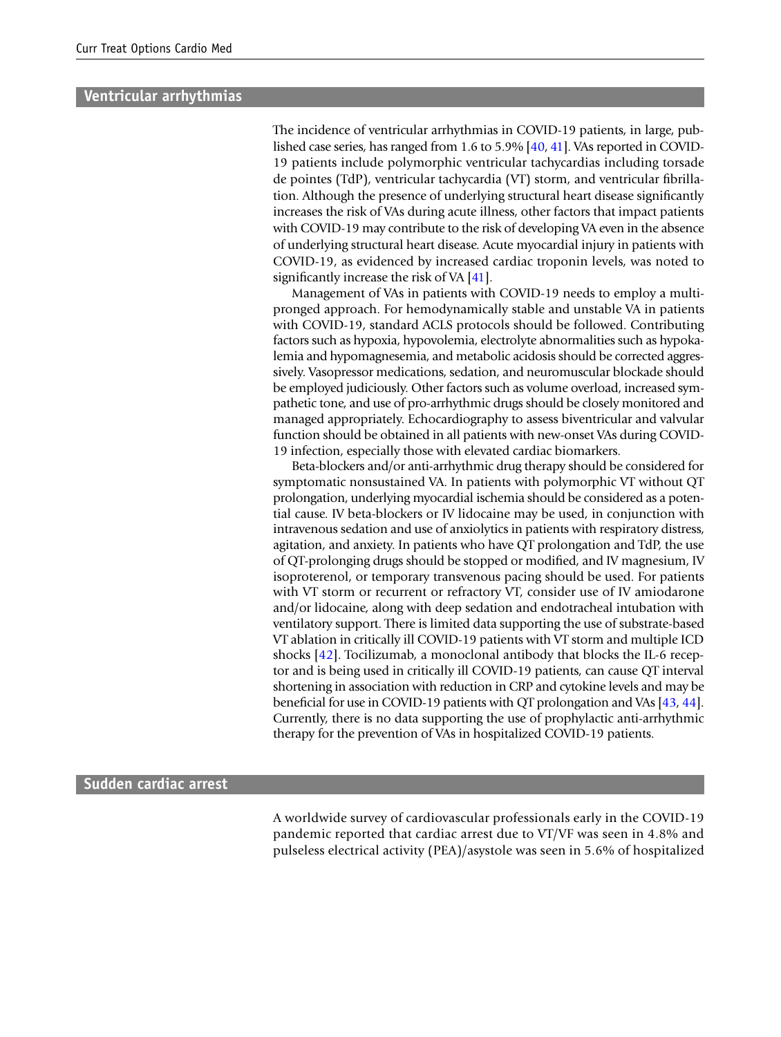## Ventricular arrhythmias

The incidence of ventricular arrhythmias in COVID-19 patients, in large, published case series, has ranged from 1.6 to 5.9% [40, 41]. VAs reported in COVID-19 patients include polymorphic ventricular tachycardias including torsade de pointes (TdP), ventricular tachycardia (VT) storm, and ventricular fibrillation. Although the presence of underlying structural heart disease significantly increases the risk of VAs during acute illness, other factors that impact patients with COVID-19 may contribute to the risk of developing VA even in the absence of underlying structural heart disease. Acute myocardial injury in patients with COVID-19, as evidenced by increased cardiac troponin levels, was noted to significantly increase the risk of VA [41].

Management of VAs in patients with COVID-19 needs to employ a multi-pronged approach. For hemodynamically stable and unstable VA in patients with COVID-19, standard ACLS protocols should be followed. Contributing factors such as hypoxia, hypovolemia, electrolyte abnormalities such as hypokalemia and hypomagnesemia, and metabolic acidosis should be corrected aggressively. Vasopressor medications, sedation, and neuromuscular blockade should be employed judiciously. Other factors such as volume overload, increased sympathetic tone, and use of pro-arrhythmic drugs should be closely monitored and managed appropriately. Echocardiography to assess biventricular and valvular function should be obtained in all patients with new-onset VAs during COVID-19 infection, especially those with elevated cardiac biomarkers.

Beta-blockers and/or anti-arrhythmic drug therapy should be considered for symptomatic nonsustained VA. In patients with polymorphic VT without QT prolongation, underlying myocardial ischemia should be considered as a potential cause. IV beta-blockers or IV lidocaine may be used, in conjunction with intravenous sedation and use of anxiolytics in patients with respiratory distress, agitation, and anxiety. In patients who have QT prolongation and TdP, the use of QT-prolonging drugs should be stopped or modified, and IV magnesium, IV isoproterenol, or temporary transvenous pacing should be used. For patients with VT storm or recurrent or refractory VT, consider use of IV amiodarone and/or lidocaine, along with deep sedation and endotracheal intubation with ventilatory support. There is limited data supporting the use of substrate-based VT ablation in critically ill COVID-19 patients with VT storm and multiple ICD shocks [42]. Tocilizumab, a monoclonal antibody that blocks the IL-6 receptor and is being used in critically ill COVID-19 patients, can cause QT interval shortening in association with reduction in CRP and cytokine levels and may be beneficial for use in COVID-19 patients with QT prolongation and VAs [43, 44]. Currently, there is no data supporting the use of prophylactic anti-arrhythmic therapy for the prevention of VAs in hospitalized COVID-19 patients.

## Sudden cardiac arrest

A worldwide survey of cardiovascular professionals early in the COVID-19 pandemic reported that cardiac arrest due to VT/VF was seen in 4.8% and pulseless electrical activity (PEA)/asystole was seen in 5.6% of hospitalized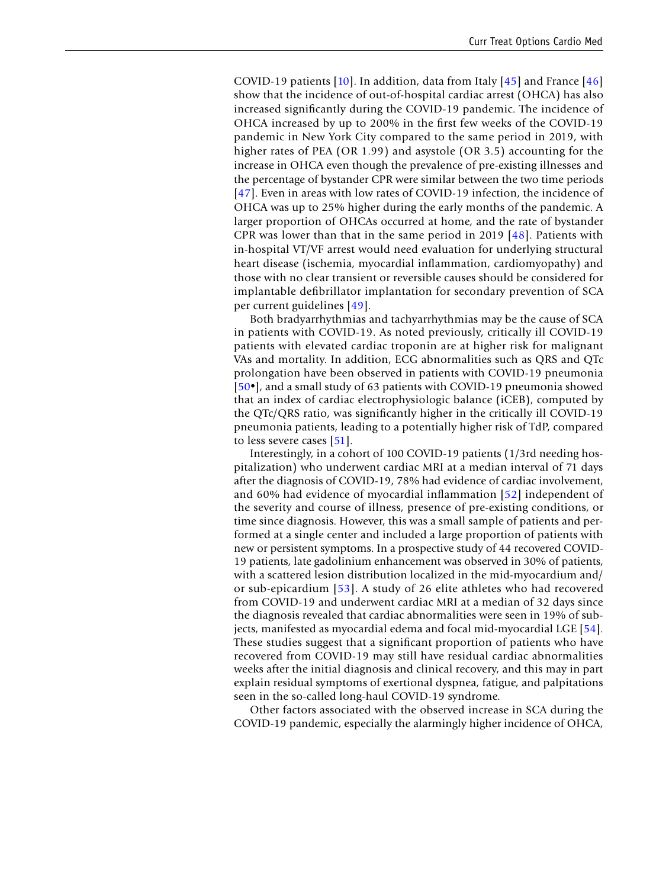COVID-19 patients [10]. In addition, data from Italy [45] and France [46] show that the incidence of out-of-hospital cardiac arrest (OHCA) has also increased significantly during the COVID-19 pandemic. The incidence of OHCA increased by up to 200% in the first few weeks of the COVID-19 pandemic in New York City compared to the same period in 2019, with higher rates of PEA (OR 1.99) and asystole (OR 3.5) accounting for the increase in OHCA even though the prevalence of pre-existing illnesses and the percentage of bystander CPR were similar between the two time periods [47]. Even in areas with low rates of COVID-19 infection, the incidence of OHCA was up to 25% higher during the early months of the pandemic. A larger proportion of OHCAs occurred at home, and the rate of bystander CPR was lower than that in the same period in 2019 [48]. Patients with in-hospital VT/VF arrest would need evaluation for underlying structural heart disease (ischemia, myocardial inflammation, cardiomyopathy) and those with no clear transient or reversible causes should be considered for implantable defibrillator implantation for secondary prevention of SCA per current guidelines [49].

Both bradyarrhythmias and tachyarrhythmias may be the cause of SCA in patients with COVID-19. As noted previously, critically ill COVID-19 patients with elevated cardiac troponin are at higher risk for malignant VAs and mortality. In addition, ECG abnormalities such as QRS and QTc prolongation have been observed in patients with COVID-19 pneumonia [50•], and a small study of 63 patients with COVID-19 pneumonia showed that an index of cardiac electrophysiologic balance (iCEB), computed by the QTc/QRS ratio, was significantly higher in the critically ill COVID-19 pneumonia patients, leading to a potentially higher risk of TdP, compared to less severe cases [51].

Interestingly, in a cohort of 100 COVID-19 patients (1/3rd needing hospitalization) who underwent cardiac MRI at a median interval of 71 days after the diagnosis of COVID-19, 78% had evidence of cardiac involvement, and 60% had evidence of myocardial inflammation [52] independent of the severity and course of illness, presence of pre-existing conditions, or time since diagnosis. However, this was a small sample of patients and performed at a single center and included a large proportion of patients with new or persistent symptoms. In a prospective study of 44 recovered COVID-19 patients, late gadolinium enhancement was observed in 30% of patients, with a scattered lesion distribution localized in the mid-myocardium and/or sub-epicardium [53]. A study of 26 elite athletes who had recovered from COVID-19 and underwent cardiac MRI at a median of 32 days since the diagnosis revealed that cardiac abnormalities were seen in 19% of subjects, manifested as myocardial edema and focal mid-myocardial LGE [54]. These studies suggest that a significant proportion of patients who have recovered from COVID-19 may still have residual cardiac abnormalities weeks after the initial diagnosis and clinical recovery, and this may in part explain residual symptoms of exertional dyspnea, fatigue, and palpitations seen in the so-called long-haul COVID-19 syndrome.

Other factors associated with the observed increase in SCA during the COVID-19 pandemic, especially the alarmingly higher incidence of OHCA,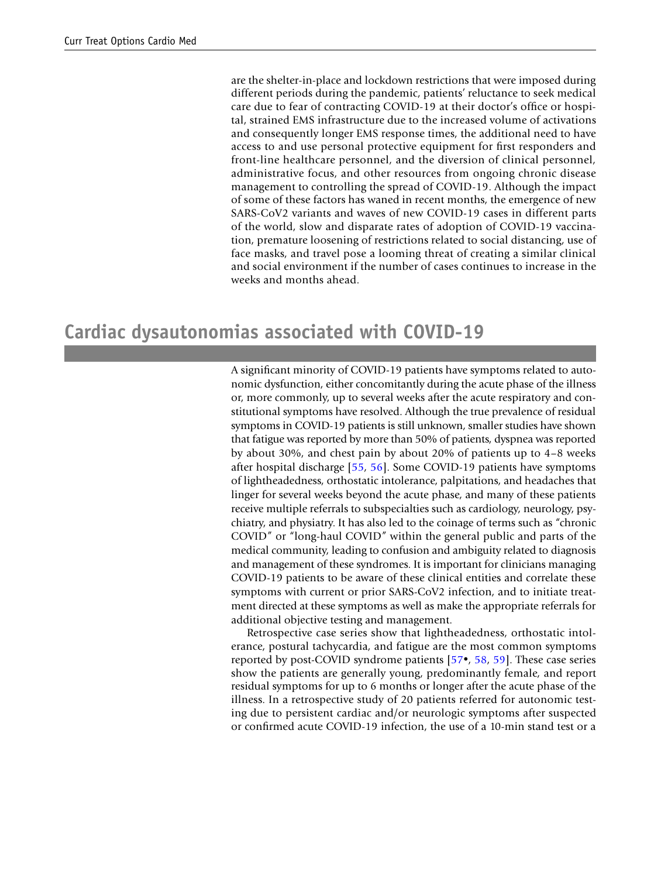are the shelter-in-place and lockdown restrictions that were imposed during different periods during the pandemic, patients' reluctance to seek medical care due to fear of contracting COVID-19 at their doctor's office or hospital, strained EMS infrastructure due to the increased volume of activations and consequently longer EMS response times, the additional need to have access to and use personal protective equipment for first responders and front-line healthcare personnel, and the diversion of clinical personnel, administrative focus, and other resources from ongoing chronic disease management to controlling the spread of COVID-19. Although the impact of some of these factors has waned in recent months, the emergence of new SARS-CoV2 variants and waves of new COVID-19 cases in different parts of the world, slow and disparate rates of adoption of COVID-19 vaccination, premature loosening of restrictions related to social distancing, use of face masks, and travel pose a looming threat of creating a similar clinical and social environment if the number of cases continues to increase in the weeks and months ahead.

## Cardiac dysautonomias associated with COVID-19

A significant minority of COVID-19 patients have symptoms related to autonomic dysfunction, either concomitantly during the acute phase of the illness or, more commonly, up to several weeks after the acute respiratory and constitutional symptoms have resolved. Although the true prevalence of residual symptoms in COVID-19 patients is still unknown, smaller studies have shown that fatigue was reported by more than 50% of patients, dyspnea was reported by about 30%, and chest pain by about 20% of patients up to 4–8 weeks after hospital discharge [55, 56]. Some COVID-19 patients have symptoms of lightheadedness, orthostatic intolerance, palpitations, and headaches that linger for several weeks beyond the acute phase, and many of these patients receive multiple referrals to subspecialties such as cardiology, neurology, psychiatry, and physiatry. It has also led to the coinage of terms such as "chronic COVID" or "long-haul COVID" within the general public and parts of the medical community, leading to confusion and ambiguity related to diagnosis and management of these syndromes. It is important for clinicians managing COVID-19 patients to be aware of these clinical entities and correlate these symptoms with current or prior SARS-CoV2 infection, and to initiate treatment directed at these symptoms as well as make the appropriate referrals for additional objective testing and management.

Retrospective case series show that lightheadedness, orthostatic intolerance, postural tachycardia, and fatigue are the most common symptoms reported by post-COVID syndrome patients [57•, 58, 59]. These case series show the patients are generally young, predominantly female, and report residual symptoms for up to 6 months or longer after the acute phase of the illness. In a retrospective study of 20 patients referred for autonomic testing due to persistent cardiac and/or neurologic symptoms after suspected or confirmed acute COVID-19 infection, the use of a 10-min stand test or a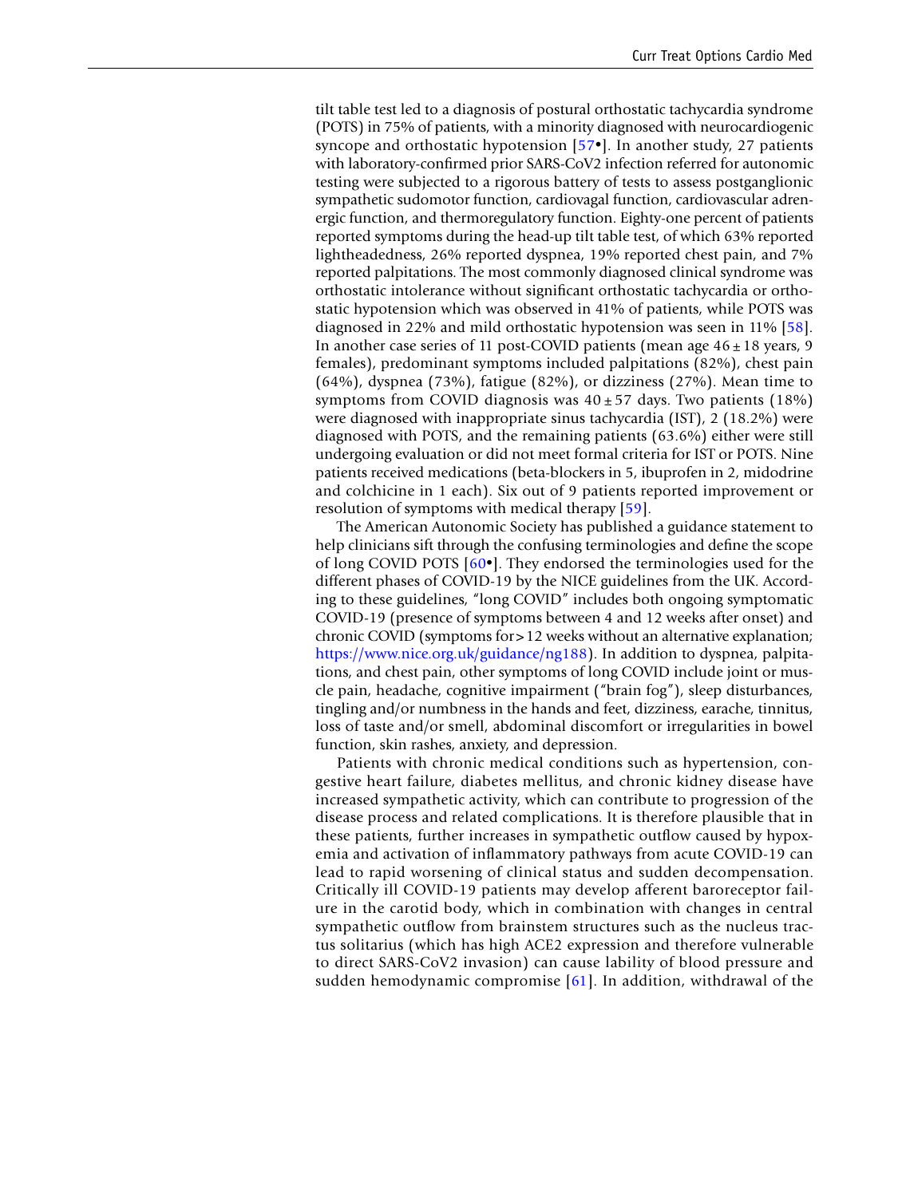tilt table test led to a diagnosis of postural orthostatic tachycardia syndrome (POTS) in 75% of patients, with a minority diagnosed with neurocardiogenic syncope and orthostatic hypotension [57•]. In another study, 27 patients with laboratory-confirmed prior SARS-CoV2 infection referred for autonomic testing were subjected to a rigorous battery of tests to assess postganglionic sympathetic sudomotor function, cardiovagal function, cardiovascular adrenergic function, and thermoregulatory function. Eighty-one percent of patients reported symptoms during the head-up tilt table test, of which 63% reported lightheadedness, 26% reported dyspnea, 19% reported chest pain, and 7% reported palpitations. The most commonly diagnosed clinical syndrome was orthostatic intolerance without significant orthostatic tachycardia or orthostatic hypotension which was observed in 41% of patients, while POTS was diagnosed in 22% and mild orthostatic hypotension was seen in 11% [58]. In another case series of 11 post-COVID patients (mean age $46 \pm 18$ years, 9 females), predominant symptoms included palpitations (82%), chest pain (64%), dyspnea (73%), fatigue (82%), or dizziness (27%). Mean time to symptoms from COVID diagnosis was $40 \pm 57$ days. Two patients (18%) were diagnosed with inappropriate sinus tachycardia (IST), 2 (18.2%) were diagnosed with POTS, and the remaining patients (63.6%) either were still undergoing evaluation or did not meet formal criteria for IST or POTS. Nine patients received medications (beta-blockers in 5, ibuprofen in 2, midodrine and colchicine in 1 each). Six out of 9 patients reported improvement or resolution of symptoms with medical therapy [59].

The American Autonomic Society has published a guidance statement to help clinicians sift through the confusing terminologies and define the scope of long COVID POTS [60•]. They endorsed the terminologies used for the different phases of COVID-19 by the NICE guidelines from the UK. According to these guidelines, "long COVID" includes both ongoing symptomatic COVID-19 (presence of symptoms between 4 and 12 weeks after onset) and chronic COVID (symptoms for > 12 weeks without an alternative explanation; https://www.nice.org.uk/guidance/ng188). In addition to dyspnea, palpitations, and chest pain, other symptoms of long COVID include joint or muscle pain, headache, cognitive impairment ("brain fog"), sleep disturbances, tingling and/or numbness in the hands and feet, dizziness, earache, tinnitus, loss of taste and/or smell, abdominal discomfort or irregularities in bowel function, skin rashes, anxiety, and depression.

Patients with chronic medical conditions such as hypertension, congestive heart failure, diabetes mellitus, and chronic kidney disease have increased sympathetic activity, which can contribute to progression of the disease process and related complications. It is therefore plausible that in these patients, further increases in sympathetic outflow caused by hypoxemia and activation of inflammatory pathways from acute COVID-19 can lead to rapid worsening of clinical status and sudden decompensation. Critically ill COVID-19 patients may develop afferent baroreceptor failure in the carotid body, which in combination with changes in central sympathetic outflow from brainstem structures such as the nucleus tractus solitarius (which has high ACE2 expression and therefore vulnerable to direct SARS-CoV2 invasion) can cause lability of blood pressure and sudden hemodynamic compromise [61]. In addition, withdrawal of the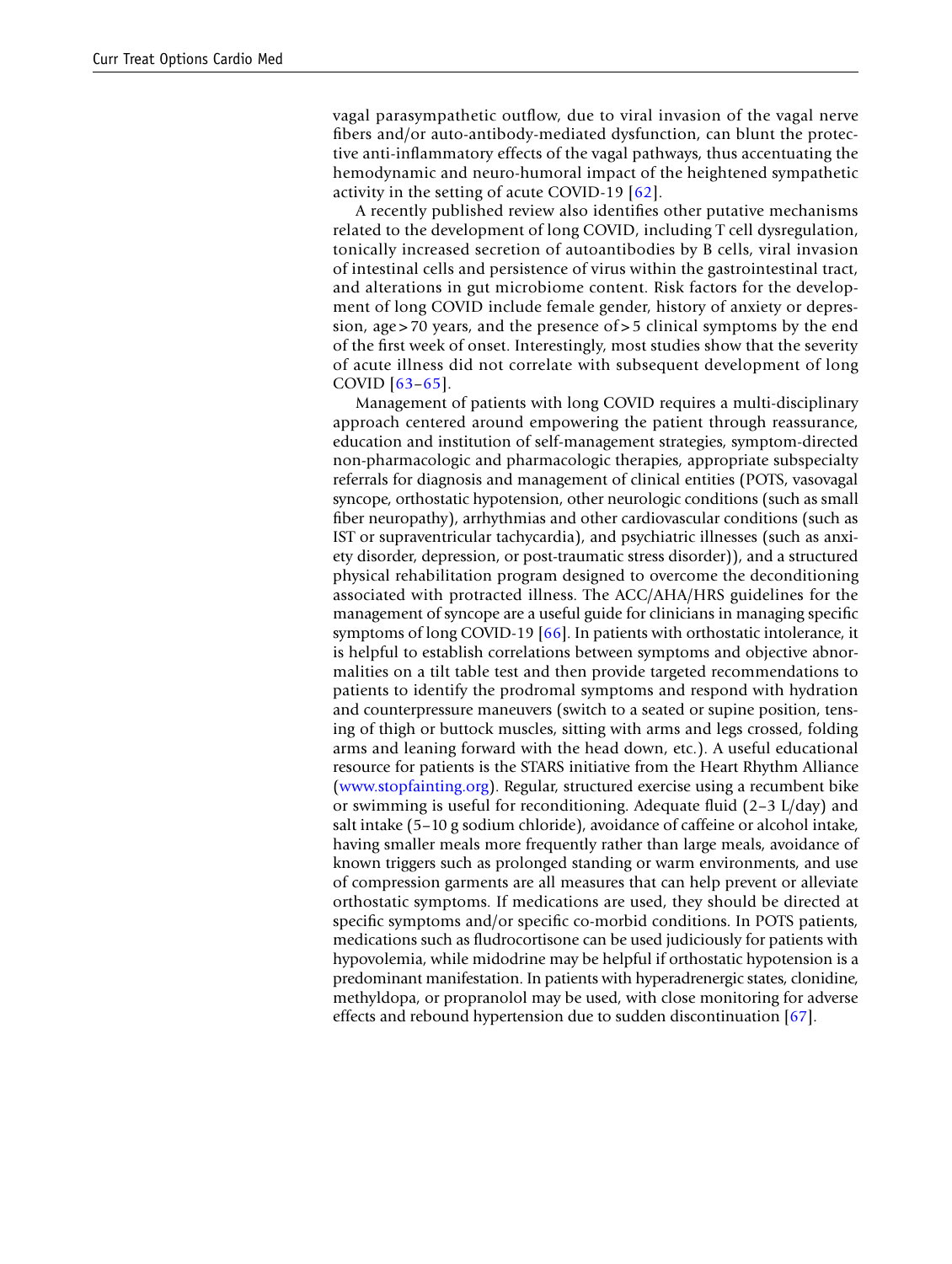vagal parasympathetic outflow, due to viral invasion of the vagal nerve fibers and/or auto-antibody-mediated dysfunction, can blunt the protective anti-inflammatory effects of the vagal pathways, thus accentuating the hemodynamic and neuro-humoral impact of the heightened sympathetic activity in the setting of acute COVID-19 [62].

A recently published review also identifies other putative mechanisms related to the development of long COVID, including T cell dysregulation, tonically increased secretion of autoantibodies by B cells, viral invasion of intestinal cells and persistence of virus within the gastrointestinal tract, and alterations in gut microbiome content. Risk factors for the development of long COVID include female gender, history of anxiety or depression, age > 70 years, and the presence of > 5 clinical symptoms by the end of the first week of onset. Interestingly, most studies show that the severity of acute illness did not correlate with subsequent development of long COVID [63–65].

Management of patients with long COVID requires a multi-disciplinary approach centered around empowering the patient through reassurance, education and institution of self-management strategies, symptom-directed non-pharmacologic and pharmacologic therapies, appropriate subspecialty referrals for diagnosis and management of clinical entities (POTS, vasovagal syncope, orthostatic hypotension, other neurologic conditions (such as small fiber neuropathy), arrhythmias and other cardiovascular conditions (such as IST or supraventricular tachycardia), and psychiatric illnesses (such as anxiety disorder, depression, or post-traumatic stress disorder)), and a structured physical rehabilitation program designed to overcome the deconditioning associated with protracted illness. The ACC/AHA/HRS guidelines for the management of syncope are a useful guide for clinicians in managing specific symptoms of long COVID-19 [66]. In patients with orthostatic intolerance, it is helpful to establish correlations between symptoms and objective abnormalities on a tilt table test and then provide targeted recommendations to patients to identify the prodromal symptoms and respond with hydration and counterpressure maneuvers (switch to a seated or supine position, tensing of thigh or buttock muscles, sitting with arms and legs crossed, folding arms and leaning forward with the head down, etc.). A useful educational resource for patients is the STARS initiative from the Heart Rhythm Alliance (www.stopfainting.org). Regular, structured exercise using a recumbent bike or swimming is useful for reconditioning. Adequate fluid (2–3 L/day) and salt intake (5–10 g sodium chloride), avoidance of caffeine or alcohol intake, having smaller meals more frequently rather than large meals, avoidance of known triggers such as prolonged standing or warm environments, and use of compression garments are all measures that can help prevent or alleviate orthostatic symptoms. If medications are used, they should be directed at specific symptoms and/or specific co-morbid conditions. In POTS patients, medications such as fludrocortisone can be used judiciously for patients with hypovolemia, while midodrine may be helpful if orthostatic hypotension is a predominant manifestation. In patients with hyperadrenergic states, clonidine, methyldopa, or propranolol may be used, with close monitoring for adverse effects and rebound hypertension due to sudden discontinuation [67].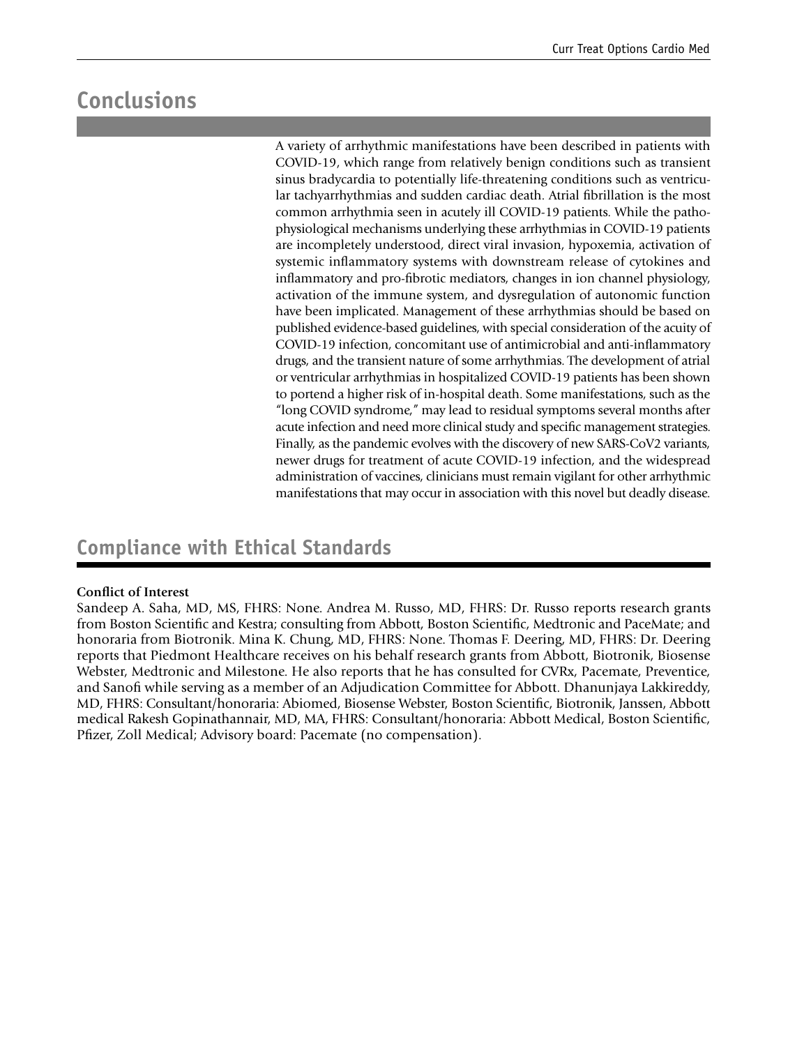## Conclusions

A variety of arrhythmic manifestations have been described in patients with COVID-19, which range from relatively benign conditions such as transient sinus bradycardia to potentially life-threatening conditions such as ventricular tachyarrhythmias and sudden cardiac death. Atrial fibrillation is the most common arrhythmia seen in acutely ill COVID-19 patients. While the pathophysiological mechanisms underlying these arrhythmias in COVID-19 patients are incompletely understood, direct viral invasion, hypoxemia, activation of systemic inflammatory systems with downstream release of cytokines and inflammatory and pro-fibrotic mediators, changes in ion channel physiology, activation of the immune system, and dysregulation of autonomic function have been implicated. Management of these arrhythmias should be based on published evidence-based guidelines, with special consideration of the acuity of COVID-19 infection, concomitant use of antimicrobial and anti-inflammatory drugs, and the transient nature of some arrhythmias. The development of atrial or ventricular arrhythmias in hospitalized COVID-19 patients has been shown to portend a higher risk of in-hospital death. Some manifestations, such as the "long COVID syndrome," may lead to residual symptoms several months after acute infection and need more clinical study and specific management strategies. Finally, as the pandemic evolves with the discovery of new SARS-CoV2 variants, newer drugs for treatment of acute COVID-19 infection, and the widespread administration of vaccines, clinicians must remain vigilant for other arrhythmic manifestations that may occur in association with this novel but deadly disease.

## Compliance with Ethical Standards

**Conflict of Interest**

Sandeep A. Saha, MD, MS, FHRS: None. Andrea M. Russo, MD, FHRS: Dr. Russo reports research grants from Boston Scientific and Kestra; consulting from Abbott, Boston Scientific, Medtronic and PaceMate; and honoraria from Biotronik. Mina K. Chung, MD, FHRS: None. Thomas F. Deering, MD, FHRS: Dr. Deering reports that Piedmont Healthcare receives on his behalf research grants from Abbott, Biotronik, Biosense Webster, Medtronic and Milestone. He also reports that he has consulted for CVRx, Pacemate, Preventice, and Sanofi while serving as a member of an Adjudication Committee for Abbott. Dhanunjaya Lakkireddy, MD, FHRS: Consultant/honoraria: Abiomed, Biosense Webster, Boston Scientific, Biotronik, Janssen, Abbott medical Rakesh Gopinathannair, MD, MA, FHRS: Consultant/honoraria: Abbott Medical, Boston Scientific, Pfizer, Zoll Medical; Advisory board: Pacemate (no compensation).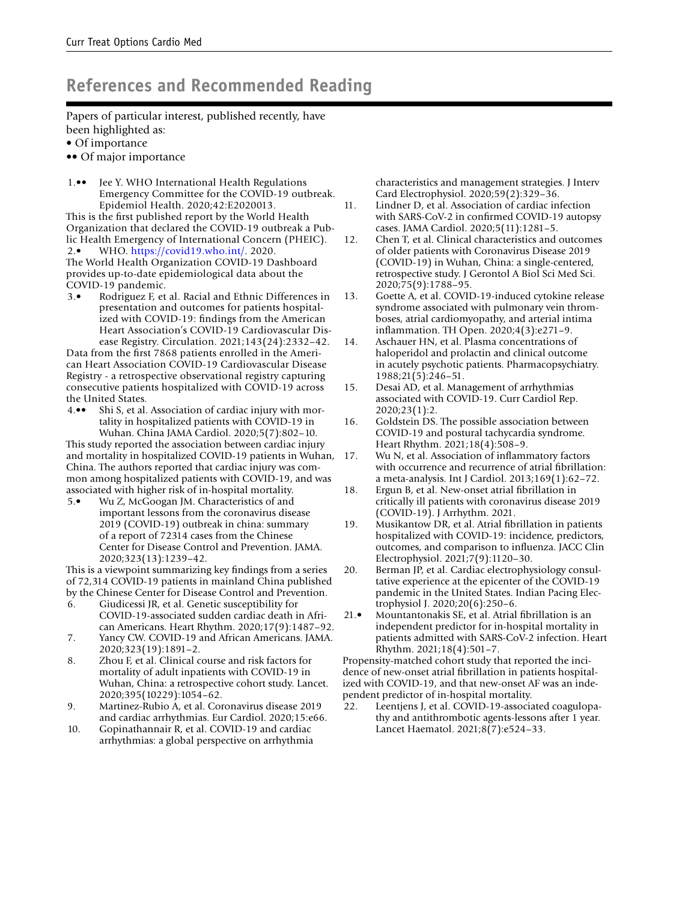## References and Recommended Reading

Papers of particular interest, published recently, have been highlighted as:

- • Of importance
- •• Of major importance

1.•• Jee Y. WHO International Health Regulations Emergency Committee for the COVID-19 outbreak. Epidemiol Health. 2020;42:E2020013.

This is the first published report by the World Health Organization that declared the COVID-19 outbreak a Public Health Emergency of International Concern (PHEIC).

2.• WHO. https://covid19.who.int/. 2020.

The World Health Organization COVID-19 Dashboard provides up-to-date epidemiological data about the COVID-19 pandemic.

3.• Rodriguez F, et al. Racial and Ethnic Differences in presentation and outcomes for patients hospitalized with COVID-19: findings from the American Heart Association's COVID-19 Cardiovascular Disease Registry. Circulation. 2021;143(24):2332–42.

Data from the first 7868 patients enrolled in the American Heart Association COVID-19 Cardiovascular Disease Registry - a retrospective observational registry capturing consecutive patients hospitalized with COVID-19 across the United States.

4.•• Shi S, et al. Association of cardiac injury with mortality in hospitalized patients with COVID-19 in Wuhan. China JAMA Cardiol. 2020;5(7):802–10.

This study reported the association between cardiac injury and mortality in hospitalized COVID-19 patients in Wuhan, China. The authors reported that cardiac injury was common among hospitalized patients with COVID-19, and was associated with higher risk of in-hospital mortality.

5.• Wu Z, McGoogan JM. Characteristics of and important lessons from the coronavirus disease 2019 (COVID-19) outbreak in china: summary of a report of 72314 cases from the Chinese Center for Disease Control and Prevention. JAMA. 2020;323(13):1239–42.

This is a viewpoint summarizing key findings from a series of 72,314 COVID-19 patients in mainland China published by the Chinese Center for Disease Control and Prevention.

6. Giudicessi JR, et al. Genetic susceptibility for COVID-19-associated sudden cardiac death in African Americans. Heart Rhythm. 2020;17(9):1487–92.
7. Yancy CW. COVID-19 and African Americans. JAMA. 2020;323(19):1891–2.
8. Zhou F, et al. Clinical course and risk factors for mortality of adult inpatients with COVID-19 in Wuhan, China: a retrospective cohort study. Lancet. 2020;395(10229):1054–62.
9. Martinez-Rubio A, et al. Coronavirus disease 2019 and cardiac arrhythmias. Eur Cardiol. 2020;15:e66.
10. Gopinathannair R, et al. COVID-19 and cardiac arrhythmias: a global perspective on arrhythmia characteristics and management strategies. J Interv Card Electrophysiol. 2020;59(2):329–36.
11. Lindner D, et al. Association of cardiac infection with SARS-CoV-2 in confirmed COVID-19 autopsy cases. JAMA Cardiol. 2020;5(11):1281–5.
12. Chen T, et al. Clinical characteristics and outcomes of older patients with Coronavirus Disease 2019 (COVID-19) in Wuhan, China: a single-centered, retrospective study. J Gerontol A Biol Sci Med Sci. 2020;75(9):1788–95.
13. Goette A, et al. COVID-19-induced cytokine release syndrome associated with pulmonary vein thromboses, atrial cardiomyopathy, and arterial intima inflammation. TH Open. 2020;4(3):e271–9.
14. Aschauer HN, et al. Plasma concentrations of haloperidol and prolactin and clinical outcome in acutely psychotic patients. Pharmacopsychiatry. 1988;21(5):246–51.
15. Desai AD, et al. Management of arrhythmias associated with COVID-19. Curr Cardiol Rep. 2020;23(1):2.
16. Goldstein DS. The possible association between COVID-19 and postural tachycardia syndrome. Heart Rhythm. 2021;18(4):508–9.
17. Wu N, et al. Association of inflammatory factors with occurrence and recurrence of atrial fibrillation: a meta-analysis. Int J Cardiol. 2013;169(1):62–72.
18. Ergun B, et al. New-onset atrial fibrillation in critically ill patients with coronavirus disease 2019 (COVID-19). J Arrhythm. 2021.
19. Musikantow DR, et al. Atrial fibrillation in patients hospitalized with COVID-19: incidence, predictors, outcomes, and comparison to influenza. JACC Clin Electrophysiol. 2021;7(9):1120–30.
20. Berman JP, et al. Cardiac electrophysiology consultative experience at the epicenter of the COVID-19 pandemic in the United States. Indian Pacing Electrophysiol J. 2020;20(6):250–6.

21.• Mountantonakis SE, et al. Atrial fibrillation is an independent predictor for in-hospital mortality in patients admitted with SARS-CoV-2 infection. Heart Rhythm. 2021;18(4):501–7.

Propensity-matched cohort study that reported the incidence of new-onset atrial fibrillation in patients hospitalized with COVID-19, and that new-onset AF was an independent predictor of in-hospital mortality.

22. Leentjens J, et al. COVID-19-associated coagulopathy and antithrombotic agents-lessons after 1 year. Lancet Haematol. 2021;8(7):e524–33.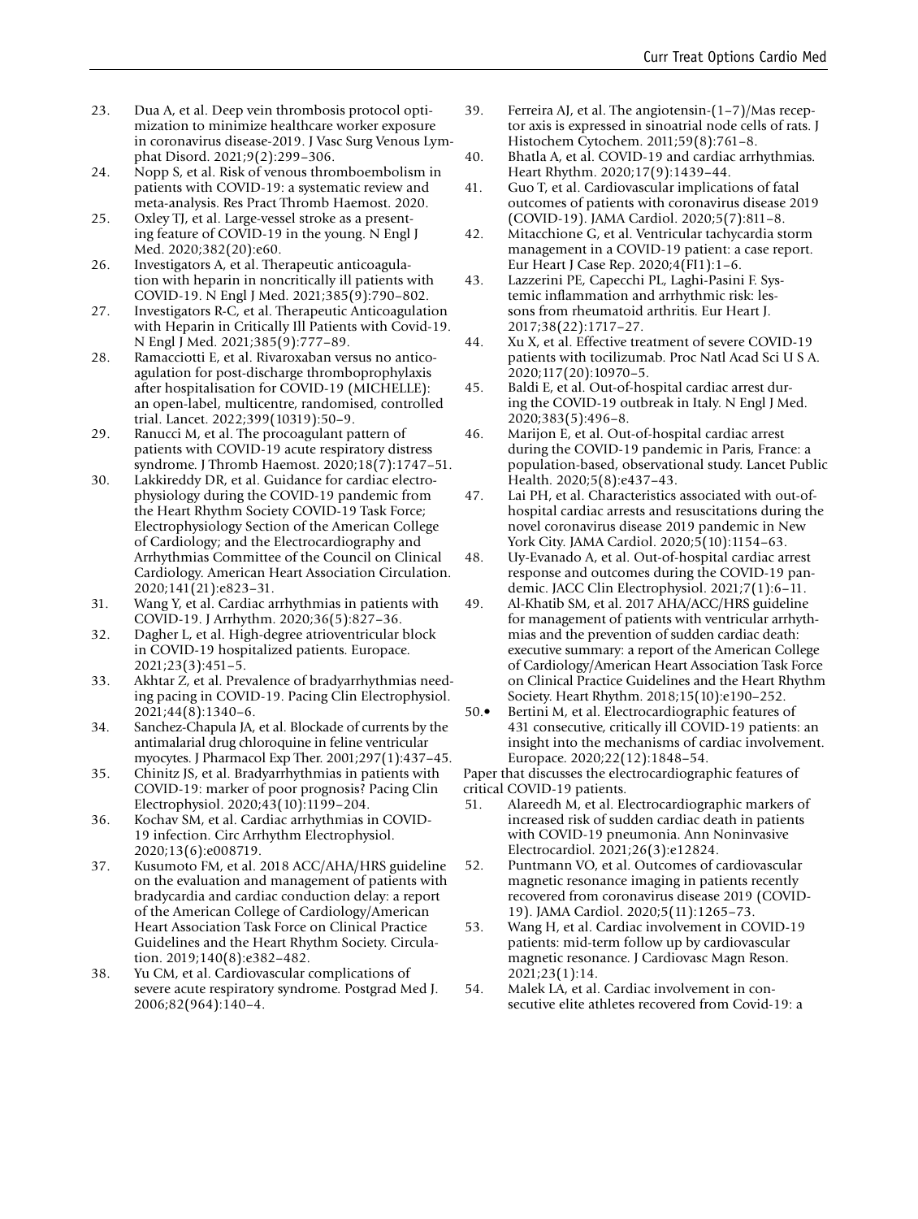23. Dua A, et al. Deep vein thrombosis protocol optimization to minimize healthcare worker exposure in coronavirus disease-2019. J Vasc Surg Venous Lymphat Disord. 2021;9(2):299–306.
24. Nopp S, et al. Risk of venous thromboembolism in patients with COVID-19: a systematic review and meta-analysis. Res Pract Thromb Haemost. 2020.
25. Oxley TJ, et al. Large-vessel stroke as a presenting feature of COVID-19 in the young. N Engl J Med. 2020;382(20):e60.
26. Investigators A, et al. Therapeutic anticoagulation with heparin in noncritically ill patients with COVID-19. N Engl J Med. 2021;385(9):790–802.
27. Investigators R-C, et al. Therapeutic Anticoagulation with Heparin in Critically Ill Patients with Covid-19. N Engl J Med. 2021;385(9):777–89.
28. Ramacciotti E, et al. Rivaroxaban versus no anticoagulation for post-discharge thromboprophylaxis after hospitalisation for COVID-19 (MICHELLE): an open-label, multicentre, randomised, controlled trial. Lancet. 2022;399(10319):50–9.
29. Ranucci M, et al. The procoagulant pattern of patients with COVID-19 acute respiratory distress syndrome. J Thromb Haemost. 2020;18(7):1747–51.
30. Lakkireddy DR, et al. Guidance for cardiac electrophysiology during the COVID-19 pandemic from the Heart Rhythm Society COVID-19 Task Force; Electrophysiology Section of the American College of Cardiology; and the Electrocardiography and Arrhythmias Committee of the Council on Clinical Cardiology. American Heart Association Circulation. 2020;141(21):e823–31.
31. Wang Y, et al. Cardiac arrhythmias in patients with COVID-19. J Arrhythm. 2020;36(5):827–36.
32. Dagher L, et al. High-degree atrioventricular block in COVID-19 hospitalized patients. Europace. 2021;23(3):451–5.
33. Akhtar Z, et al. Prevalence of bradyarrhythmias needing pacing in COVID-19. Pacing Clin Electrophysiol. 2021;44(8):1340–6.
34. Sanchez-Chapula JA, et al. Blockade of currents by the antimalarial drug chloroquine in feline ventricular myocytes. J Pharmacol Exp Ther. 2001;297(1):437–45.
35. Chinitz JS, et al. Bradyarrhythmias in patients with COVID-19: marker of poor prognosis? Pacing Clin Electrophysiol. 2020;43(10):1199–204.
36. Kochav SM, et al. Cardiac arrhythmias in COVID-19 infection. Circ Arrhythm Electrophysiol. 2020;13(6):e008719.
37. Kusumoto FM, et al. 2018 ACC/AHA/HRS guideline on the evaluation and management of patients with bradycardia and cardiac conduction delay: a report of the American College of Cardiology/American Heart Association Task Force on Clinical Practice Guidelines and the Heart Rhythm Society. Circulation. 2019;140(8):e382–482.
38. Yu CM, et al. Cardiovascular complications of severe acute respiratory syndrome. Postgrad Med J. 2006;82(964):140–4.
39. Ferreira AJ, et al. The angiotensin-(1–7)/Mas receptor axis is expressed in sinoatrial node cells of rats. J Histochem Cytochem. 2011;59(8):761–8.
40. Bhatla A, et al. COVID-19 and cardiac arrhythmias. Heart Rhythm. 2020;17(9):1439–44.
41. Guo T, et al. Cardiovascular implications of fatal outcomes of patients with coronavirus disease 2019 (COVID-19). JAMA Cardiol. 2020;5(7):811–8.
42. Mitacchione G, et al. Ventricular tachycardia storm management in a COVID-19 patient: a case report. Eur Heart J Case Rep. 2020;4(FI1):1–6.
43. Lazzerini PE, Capecchi PL, Laghi-Pasini F. Systemic inflammation and arrhythmic risk: lessons from rheumatoid arthritis. Eur Heart J. 2017;38(22):1717–27.
44. Xu X, et al. Effective treatment of severe COVID-19 patients with tocilizumab. Proc Natl Acad Sci U S A. 2020;117(20):10970–5.
45. Baldi E, et al. Out-of-hospital cardiac arrest during the COVID-19 outbreak in Italy. N Engl J Med. 2020;383(5):496–8.
46. Marijon E, et al. Out-of-hospital cardiac arrest during the COVID-19 pandemic in Paris, France: a population-based, observational study. Lancet Public Health. 2020;5(8):e437–43.
47. Lai PH, et al. Characteristics associated with out-of-hospital cardiac arrests and resuscitations during the novel coronavirus disease 2019 pandemic in New York City. JAMA Cardiol. 2020;5(10):1154–63.
48. Uy-Evanado A, et al. Out-of-hospital cardiac arrest response and outcomes during the COVID-19 pandemic. JACC Clin Electrophysiol. 2021;7(1):6–11.
49. Al-Khatib SM, et al. 2017 AHA/ACC/HRS guideline for management of patients with ventricular arrhythmias and the prevention of sudden cardiac death: executive summary: a report of the American College of Cardiology/American Heart Association Task Force on Clinical Practice Guidelines and the Heart Rhythm Society. Heart Rhythm. 2018;15(10):e190–252.
50.• Bertini M, et al. Electrocardiographic features of 431 consecutive, critically ill COVID-19 patients: an insight into the mechanisms of cardiac involvement. Europace. 2020;22(12):1848–54.

Paper that discusses the electrocardiographic features of critical COVID-19 patients.

51. Alareedh M, et al. Electrocardiographic markers of increased risk of sudden cardiac death in patients with COVID-19 pneumonia. Ann Noninvasive Electrocardiol. 2021;26(3):e12824.
52. Puntmann VO, et al. Outcomes of cardiovascular magnetic resonance imaging in patients recently recovered from coronavirus disease 2019 (COVID-19). JAMA Cardiol. 2020;5(11):1265–73.
53. Wang H, et al. Cardiac involvement in COVID-19 patients: mid-term follow up by cardiovascular magnetic resonance. J Cardiovasc Magn Reson. 2021;23(1):14.
54. Malek LA, et al. Cardiac involvement in consecutive elite athletes recovered from Covid-19: a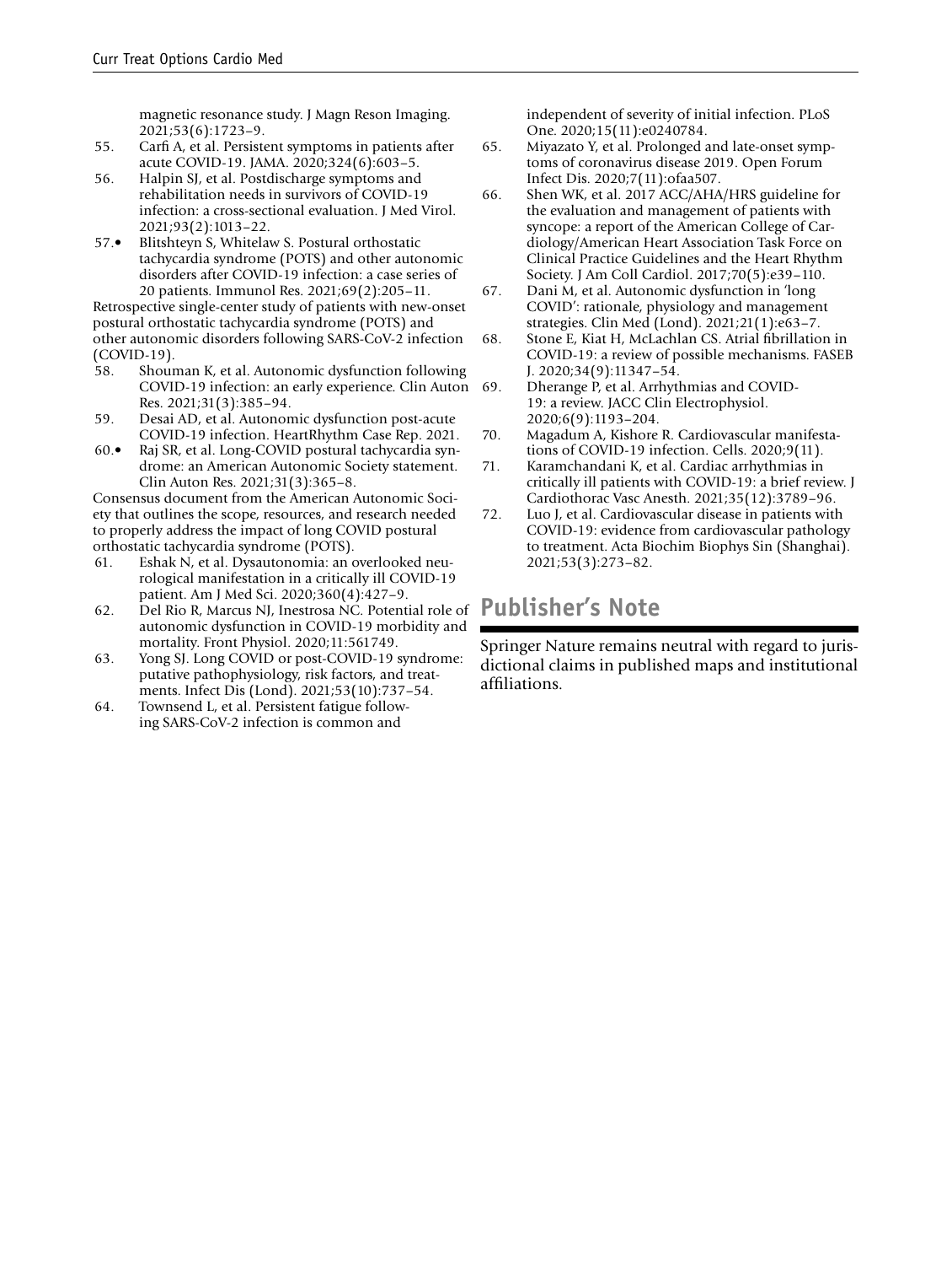magnetic resonance study. J Magn Reson Imaging. 2021;53(6):1723–9.

55. Carfi A, et al. Persistent symptoms in patients after acute COVID-19. JAMA. 2020;324(6):603–5.
56. Halpin SJ, et al. Postdischarge symptoms and rehabilitation needs in survivors of COVID-19 infection: a cross-sectional evaluation. J Med Virol. 2021;93(2):1013–22.
57.• Blitshteyn S, Whitelaw S. Postural orthostatic tachycardia syndrome (POTS) and other autonomic disorders after COVID-19 infection: a case series of 20 patients. Immunol Res. 2021;69(2):205–11.

Retrospective single-center study of patients with new-onset postural orthostatic tachycardia syndrome (POTS) and other autonomic disorders following SARS-CoV-2 infection (COVID-19).

58. Shouman K, et al. Autonomic dysfunction following COVID-19 infection: an early experience. Clin Auton Res. 2021;31(3):385–94.
59. Desai AD, et al. Autonomic dysfunction post-acute COVID-19 infection. HeartRhythm Case Rep. 2021.
60.• Raj SR, et al. Long-COVID postural tachycardia syndrome: an American Autonomic Society statement. Clin Auton Res. 2021;31(3):365–8.

Consensus document from the American Autonomic Society that outlines the scope, resources, and research needed to properly address the impact of long COVID postural orthostatic tachycardia syndrome (POTS).

61. Eshak N, et al. Dysautonomia: an overlooked neurological manifestation in a critically ill COVID-19 patient. Am J Med Sci. 2020;360(4):427–9.
62. Del Rio R, Marcus NJ, Inestrosa NC. Potential role of autonomic dysfunction in COVID-19 morbidity and mortality. Front Physiol. 2020;11:561749.
63. Yong SJ. Long COVID or post-COVID-19 syndrome: putative pathophysiology, risk factors, and treatments. Infect Dis (Lond). 2021;53(10):737–54.
64. Townsend L, et al. Persistent fatigue following SARS-CoV-2 infection is common and independent of severity of initial infection. PLoS One. 2020;15(11):e0240784.
65. Miyazato Y, et al. Prolonged and late-onset symptoms of coronavirus disease 2019. Open Forum Infect Dis. 2020;7(11):ofaa507.
66. Shen WK, et al. 2017 ACC/AHA/HRS guideline for the evaluation and management of patients with syncope: a report of the American College of Cardiology/American Heart Association Task Force on Clinical Practice Guidelines and the Heart Rhythm Society. J Am Coll Cardiol. 2017;70(5):e39–110.
67. Dani M, et al. Autonomic dysfunction in 'long COVID': rationale, physiology and management strategies. Clin Med (Lond). 2021;21(1):e63–7.
68. Stone E, Kiat H, McLachlan CS. Atrial fibrillation in COVID-19: a review of possible mechanisms. FASEB J. 2020;34(9):11347–54.
69. Dherange P, et al. Arrhythmias and COVID-19: a review. JACC Clin Electrophysiol. 2020;6(9):1193–204.
70. Magadum A, Kishore R. Cardiovascular manifestations of COVID-19 infection. Cells. 2020;9(11).
71. Karamchandani K, et al. Cardiac arrhythmias in critically ill patients with COVID-19: a brief review. J Cardiothorac Vasc Anesth. 2021;35(12):3789–96.
72. Luo J, et al. Cardiovascular disease in patients with COVID-19: evidence from cardiovascular pathology to treatment. Acta Biochim Biophys Sin (Shanghai). 2021;53(3):273–82.

## Publisher's Note

Springer Nature remains neutral with regard to jurisdictional claims in published maps and institutional affiliations.